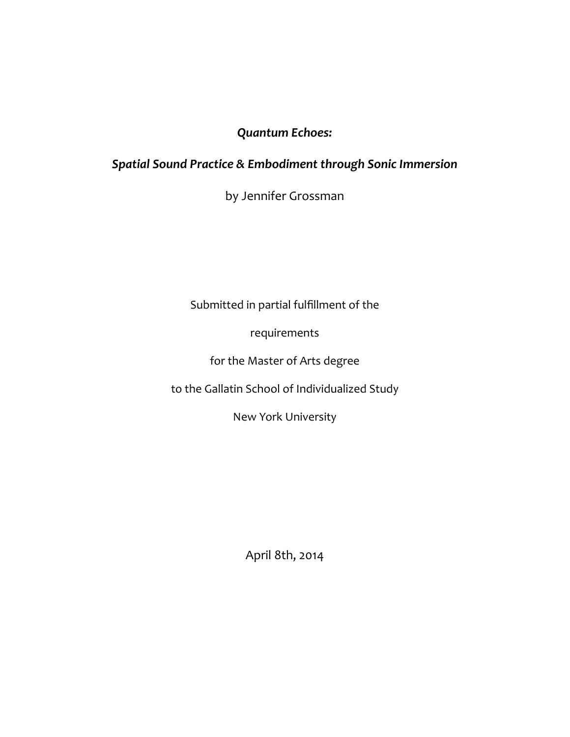# *Quantum Echoes:*

## *Spatial Sound Practice & Embodiment through Sonic Immersion*

by Jennifer Grossman

Submitted in partial fulfillment of the

requirements

for the Master of Arts degree

to the Gallatin School of Individualized Study

New York University

April 8th, 2014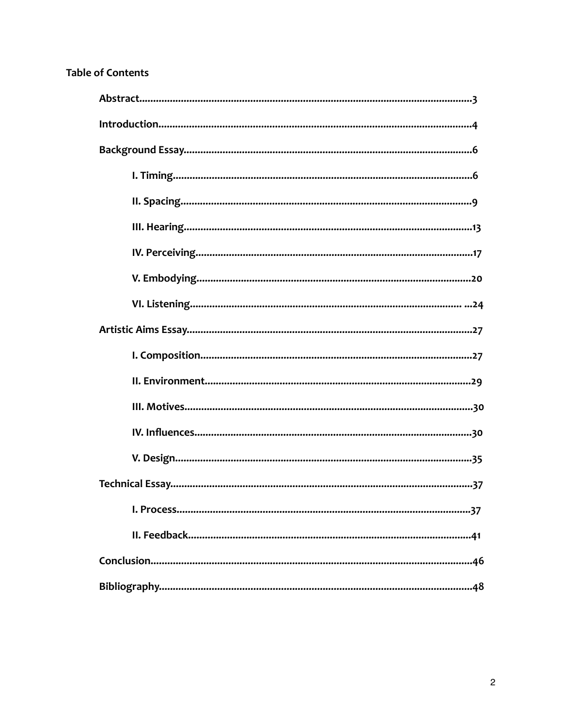# Table of Contents

- Abstract....3
- Introduction....4
- Background Essay....6
  - I. Timing....6
  - II. Spacing....9
  - III. Hearing....13
  - IV. Perceiving....17
  - V. Embodying....20
  - VI. Listening....24
- Artistic Aims Essay....27
  - I. Composition....27
  - II. Environment....29
  - III. Motives....30
  - IV. Influences....30
  - V. Design....35
- Technical Essay....37
  - I. Process....37
  - II. Feedback....41
- Conclusion....46
- Bibliography....48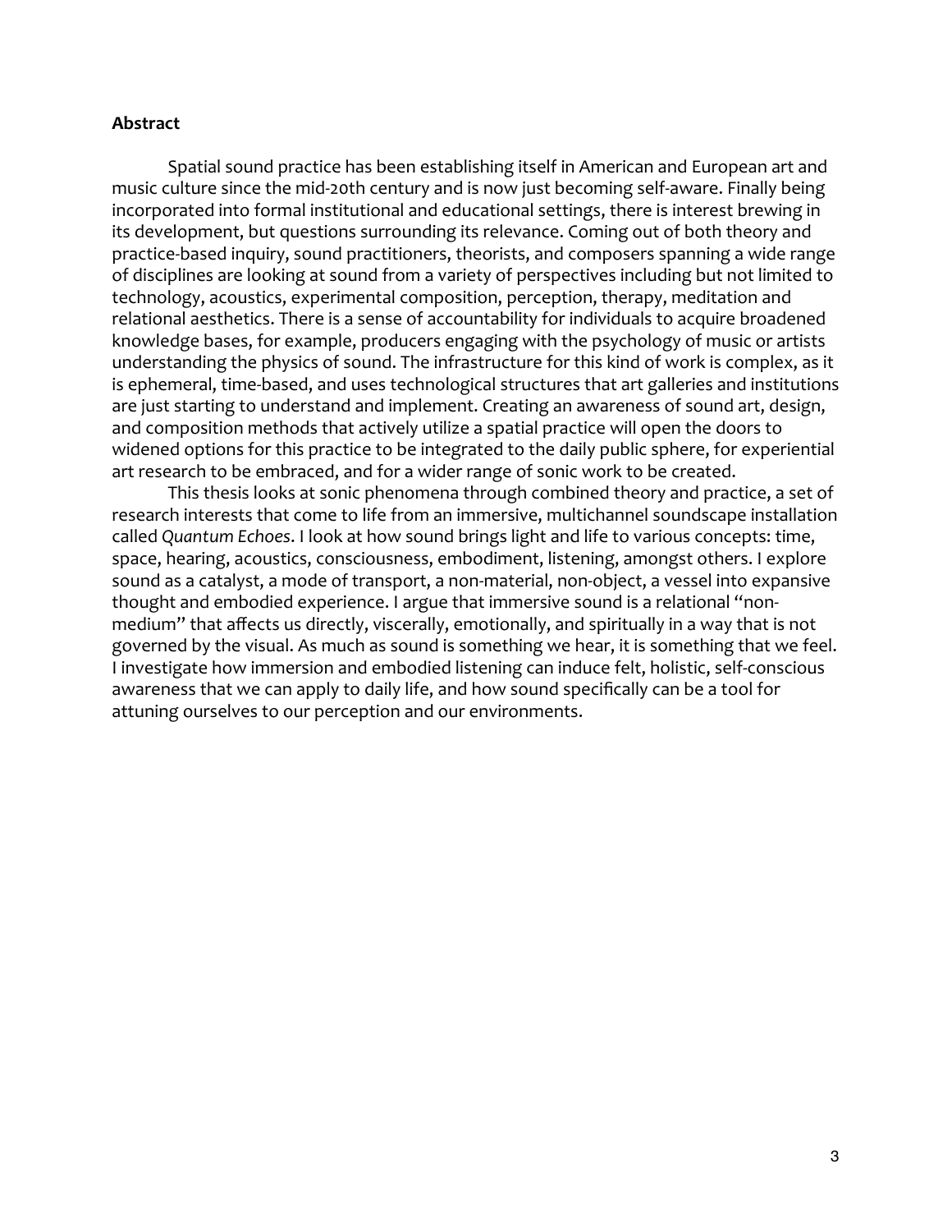## Abstract

Spatial sound practice has been establishing itself in American and European art and music culture since the mid-20th century and is now just becoming self-aware. Finally being incorporated into formal institutional and educational settings, there is interest brewing in its development, but questions surrounding its relevance. Coming out of both theory and practice-based inquiry, sound practitioners, theorists, and composers spanning a wide range of disciplines are looking at sound from a variety of perspectives including but not limited to technology, acoustics, experimental composition, perception, therapy, meditation and relational aesthetics. There is a sense of accountability for individuals to acquire broadened knowledge bases, for example, producers engaging with the psychology of music or artists understanding the physics of sound. The infrastructure for this kind of work is complex, as it is ephemeral, time-based, and uses technological structures that art galleries and institutions are just starting to understand and implement. Creating an awareness of sound art, design, and composition methods that actively utilize a spatial practice will open the doors to widened options for this practice to be integrated to the daily public sphere, for experiential art research to be embraced, and for a wider range of sonic work to be created.

This thesis looks at sonic phenomena through combined theory and practice, a set of research interests that come to life from an immersive, multichannel soundscape installation called *Quantum Echoes*. I look at how sound brings light and life to various concepts: time, space, hearing, acoustics, consciousness, embodiment, listening, amongst others. I explore sound as a catalyst, a mode of transport, a non-material, non-object, a vessel into expansive thought and embodied experience. I argue that immersive sound is a relational "non-medium" that affects us directly, viscerally, emotionally, and spiritually in a way that is not governed by the visual. As much as sound is something we hear, it is something that we feel. I investigate how immersion and embodied listening can induce felt, holistic, self-conscious awareness that we can apply to daily life, and how sound specifically can be a tool for attuning ourselves to our perception and our environments.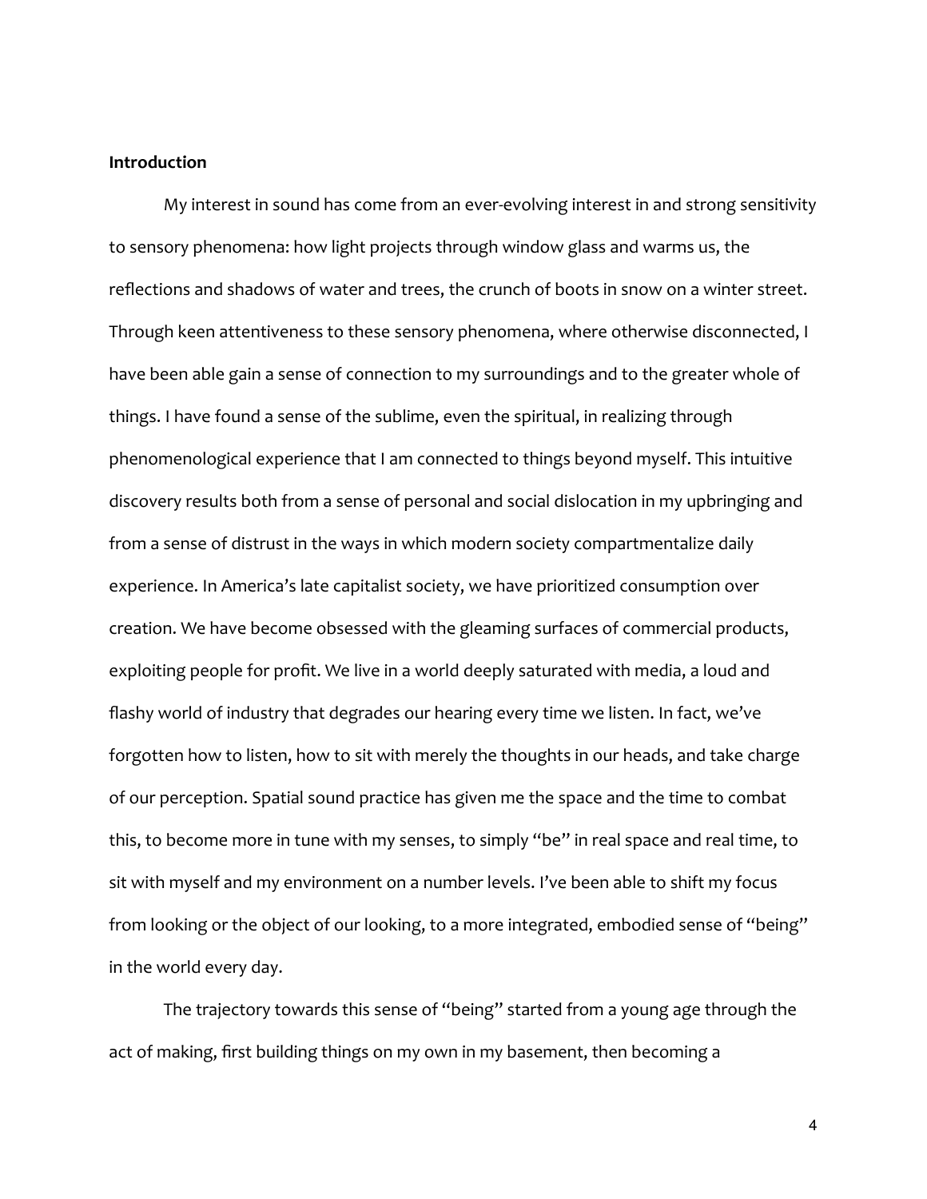**Introduction**

My interest in sound has come from an ever-evolving interest in and strong sensitivity to sensory phenomena: how light projects through window glass and warms us, the reflections and shadows of water and trees, the crunch of boots in snow on a winter street. Through keen attentiveness to these sensory phenomena, where otherwise disconnected, I have been able gain a sense of connection to my surroundings and to the greater whole of things. I have found a sense of the sublime, even the spiritual, in realizing through phenomenological experience that I am connected to things beyond myself. This intuitive discovery results both from a sense of personal and social dislocation in my upbringing and from a sense of distrust in the ways in which modern society compartmentalize daily experience. In America's late capitalist society, we have prioritized consumption over creation. We have become obsessed with the gleaming surfaces of commercial products, exploiting people for profit. We live in a world deeply saturated with media, a loud and flashy world of industry that degrades our hearing every time we listen. In fact, we've forgotten how to listen, how to sit with merely the thoughts in our heads, and take charge of our perception. Spatial sound practice has given me the space and the time to combat this, to become more in tune with my senses, to simply "be" in real space and real time, to sit with myself and my environment on a number levels. I've been able to shift my focus from looking or the object of our looking, to a more integrated, embodied sense of "being" in the world every day.

The trajectory towards this sense of "being" started from a young age through the act of making, first building things on my own in my basement, then becoming a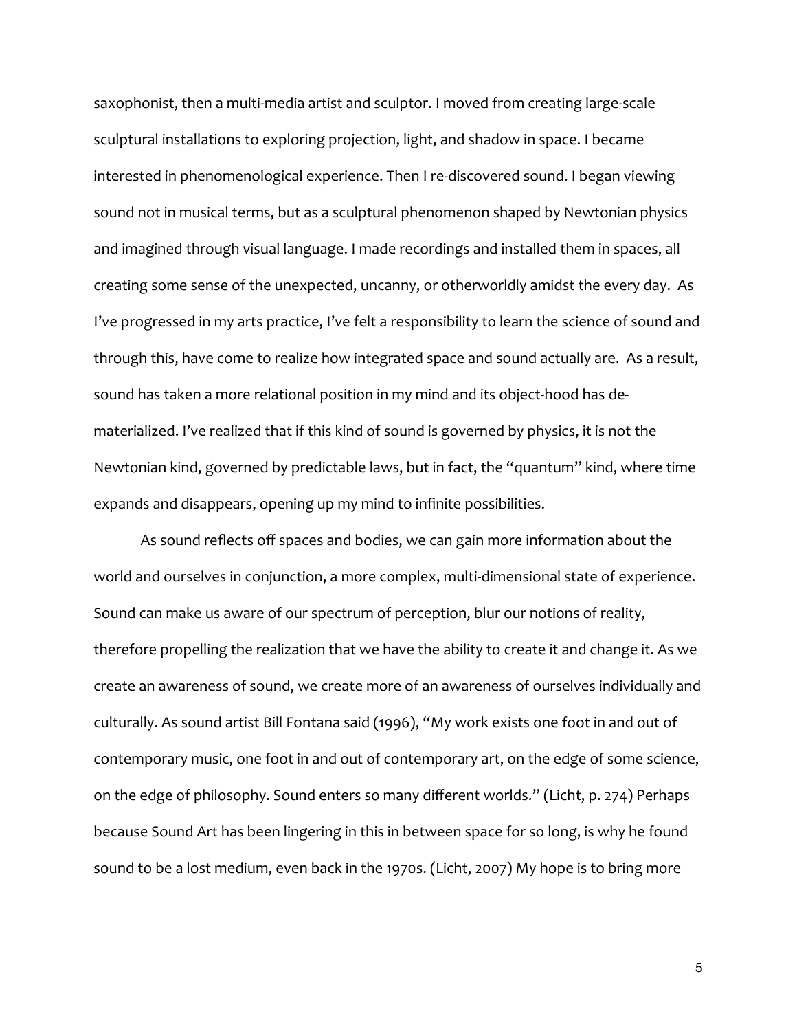saxophonist, then a multi-media artist and sculptor. I moved from creating large-scale sculptural installations to exploring projection, light, and shadow in space. I became interested in phenomenological experience. Then I re-discovered sound. I began viewing sound not in musical terms, but as a sculptural phenomenon shaped by Newtonian physics and imagined through visual language. I made recordings and installed them in spaces, all creating some sense of the unexpected, uncanny, or otherworldly amidst the every day. As I've progressed in my arts practice, I've felt a responsibility to learn the science of sound and through this, have come to realize how integrated space and sound actually are. As a result, sound has taken a more relational position in my mind and its object-hood has de-materialized. I've realized that if this kind of sound is governed by physics, it is not the Newtonian kind, governed by predictable laws, but in fact, the "quantum" kind, where time expands and disappears, opening up my mind to infinite possibilities.

As sound reflects off spaces and bodies, we can gain more information about the world and ourselves in conjunction, a more complex, multi-dimensional state of experience. Sound can make us aware of our spectrum of perception, blur our notions of reality, therefore propelling the realization that we have the ability to create it and change it. As we create an awareness of sound, we create more of an awareness of ourselves individually and culturally. As sound artist Bill Fontana said (1996), "My work exists one foot in and out of contemporary music, one foot in and out of contemporary art, on the edge of some science, on the edge of philosophy. Sound enters so many different worlds." (Licht, p. 274) Perhaps because Sound Art has been lingering in this in between space for so long, is why he found sound to be a lost medium, even back in the 1970s. (Licht, 2007) My hope is to bring more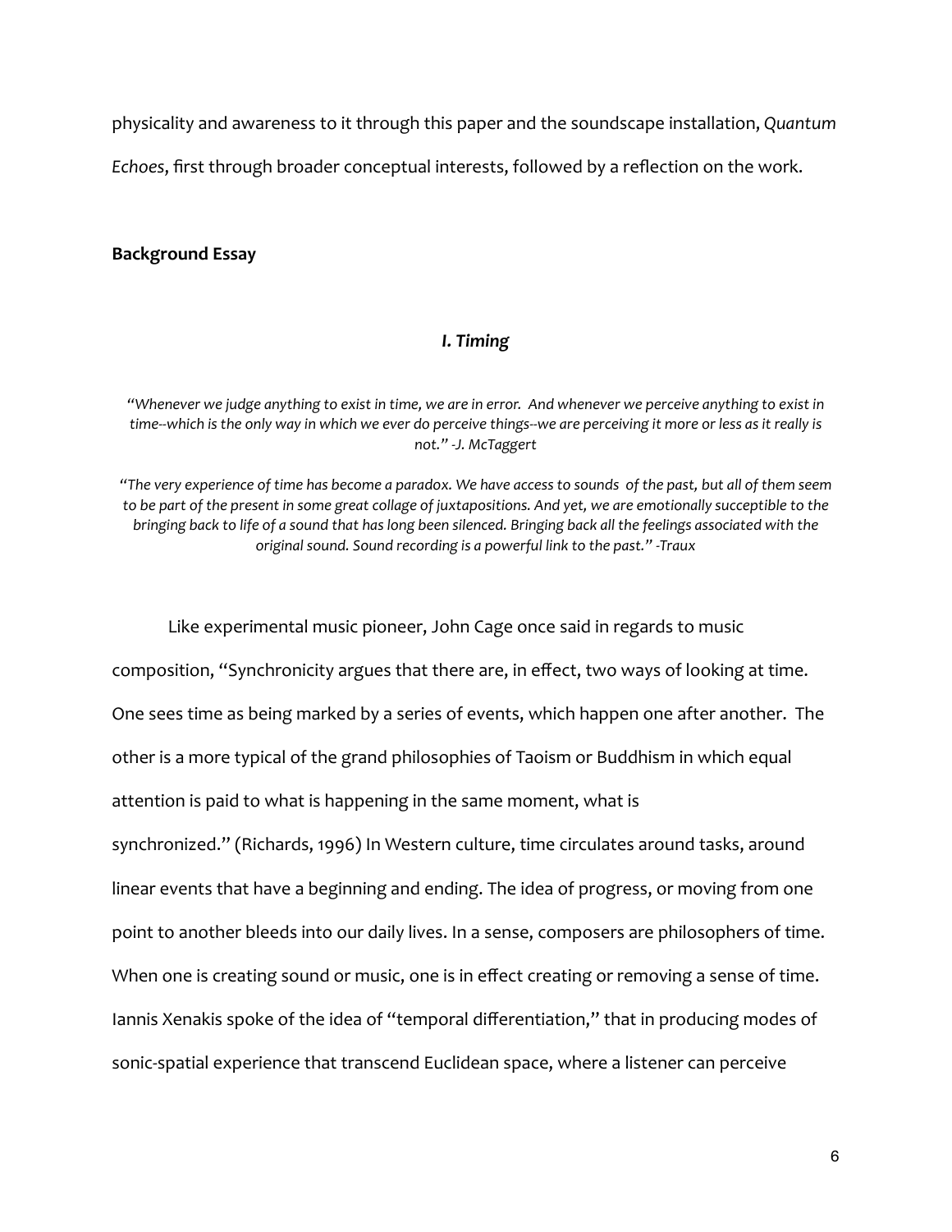physicality and awareness to it through this paper and the soundscape installation, *Quantum Echoes*, first through broader conceptual interests, followed by a reflection on the work.

**Background Essay**

### *I. Timing*

*"Whenever we judge anything to exist in time, we are in error. And whenever we perceive anything to exist in time--which is the only way in which we ever do perceive things--we are perceiving it more or less as it really is not." -J. McTaggert*

*"The very experience of time has become a paradox. We have access to sounds of the past, but all of them seem to be part of the present in some great collage of juxtapositions. And yet, we are emotionally succeptible to the bringing back to life of a sound that has long been silenced. Bringing back all the feelings associated with the original sound. Sound recording is a powerful link to the past." -Traux*

Like experimental music pioneer, John Cage once said in regards to music composition, "Synchronicity argues that there are, in effect, two ways of looking at time. One sees time as being marked by a series of events, which happen one after another. The other is a more typical of the grand philosophies of Taoism or Buddhism in which equal attention is paid to what is happening in the same moment, what is synchronized." (Richards, 1996) In Western culture, time circulates around tasks, around linear events that have a beginning and ending. The idea of progress, or moving from one point to another bleeds into our daily lives. In a sense, composers are philosophers of time. When one is creating sound or music, one is in effect creating or removing a sense of time. Iannis Xenakis spoke of the idea of "temporal differentiation," that in producing modes of sonic-spatial experience that transcend Euclidean space, where a listener can perceive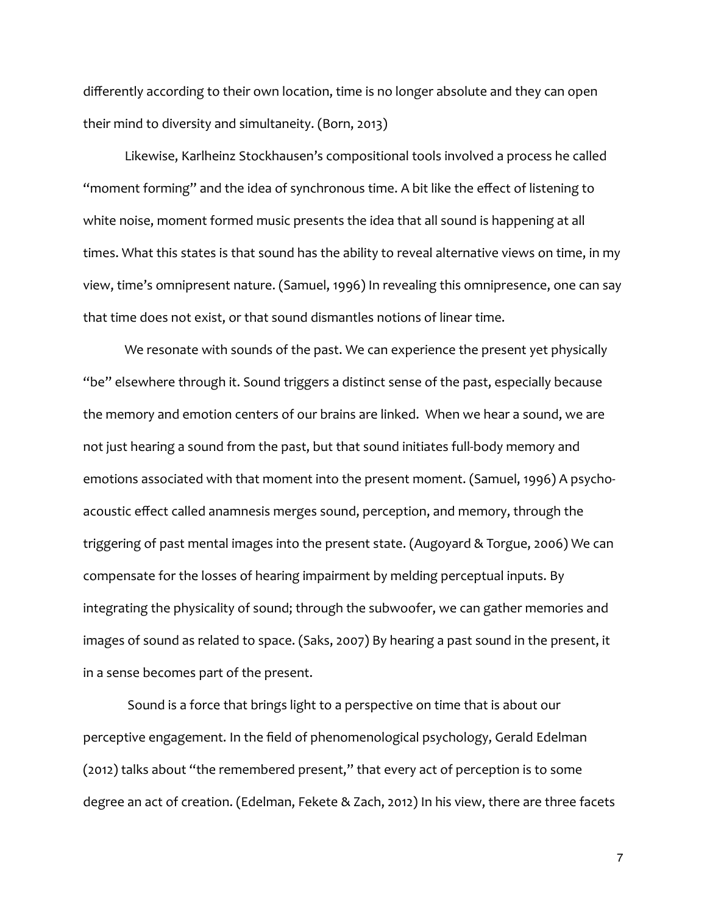differently according to their own location, time is no longer absolute and they can open their mind to diversity and simultaneity. (Born, 2013)

Likewise, Karlheinz Stockhausen's compositional tools involved a process he called "moment forming" and the idea of synchronous time. A bit like the effect of listening to white noise, moment formed music presents the idea that all sound is happening at all times. What this states is that sound has the ability to reveal alternative views on time, in my view, time's omnipresent nature. (Samuel, 1996) In revealing this omnipresence, one can say that time does not exist, or that sound dismantles notions of linear time.

We resonate with sounds of the past. We can experience the present yet physically "be" elsewhere through it. Sound triggers a distinct sense of the past, especially because the memory and emotion centers of our brains are linked. When we hear a sound, we are not just hearing a sound from the past, but that sound initiates full-body memory and emotions associated with that moment into the present moment. (Samuel, 1996) A psycho-acoustic effect called anamnesis merges sound, perception, and memory, through the triggering of past mental images into the present state. (Augoyard & Torgue, 2006) We can compensate for the losses of hearing impairment by melding perceptual inputs. By integrating the physicality of sound; through the subwoofer, we can gather memories and images of sound as related to space. (Saks, 2007) By hearing a past sound in the present, it in a sense becomes part of the present.

Sound is a force that brings light to a perspective on time that is about our perceptive engagement. In the field of phenomenological psychology, Gerald Edelman (2012) talks about "the remembered present," that every act of perception is to some degree an act of creation. (Edelman, Fekete & Zach, 2012) In his view, there are three facets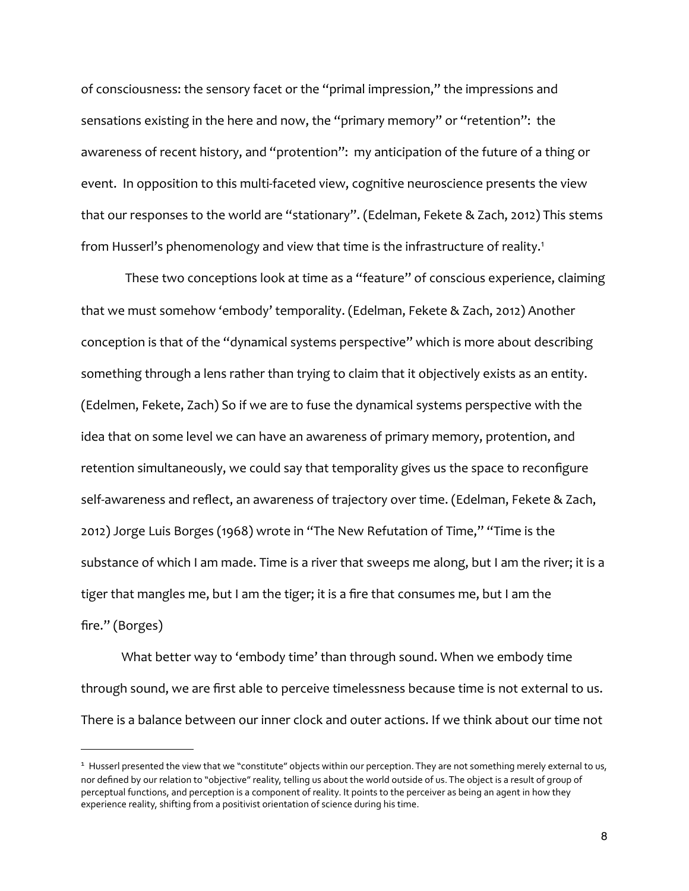of consciousness: the sensory facet or the "primal impression," the impressions and sensations existing in the here and now, the "primary memory" or "retention": the awareness of recent history, and "protention": my anticipation of the future of a thing or event. In opposition to this multi-faceted view, cognitive neuroscience presents the view that our responses to the world are "stationary". (Edelman, Fekete & Zach, 2012) This stems from Husserl's phenomenology and view that time is the infrastructure of reality.[1]

These two conceptions look at time as a "feature" of conscious experience, claiming that we must somehow 'embody' temporality. (Edelman, Fekete & Zach, 2012) Another conception is that of the "dynamical systems perspective" which is more about describing something through a lens rather than trying to claim that it objectively exists as an entity. (Edelmen, Fekete, Zach) So if we are to fuse the dynamical systems perspective with the idea that on some level we can have an awareness of primary memory, protention, and retention simultaneously, we could say that temporality gives us the space to reconfigure self-awareness and reflect, an awareness of trajectory over time. (Edelman, Fekete & Zach, 2012) Jorge Luis Borges (1968) wrote in "The New Refutation of Time," "Time is the substance of which I am made. Time is a river that sweeps me along, but I am the river; it is a tiger that mangles me, but I am the tiger; it is a fire that consumes me, but I am the fire." (Borges)

What better way to 'embody time' than through sound. When we embody time through sound, we are first able to perceive timelessness because time is not external to us. There is a balance between our inner clock and outer actions. If we think about our time not

---

[1] Husserl presented the view that we "constitute" objects within our perception. They are not something merely external to us, nor defined by our relation to "objective" reality, telling us about the world outside of us. The object is a result of group of perceptual functions, and perception is a component of reality. It points to the perceiver as being an agent in how they experience reality, shifting from a positivist orientation of science during his time.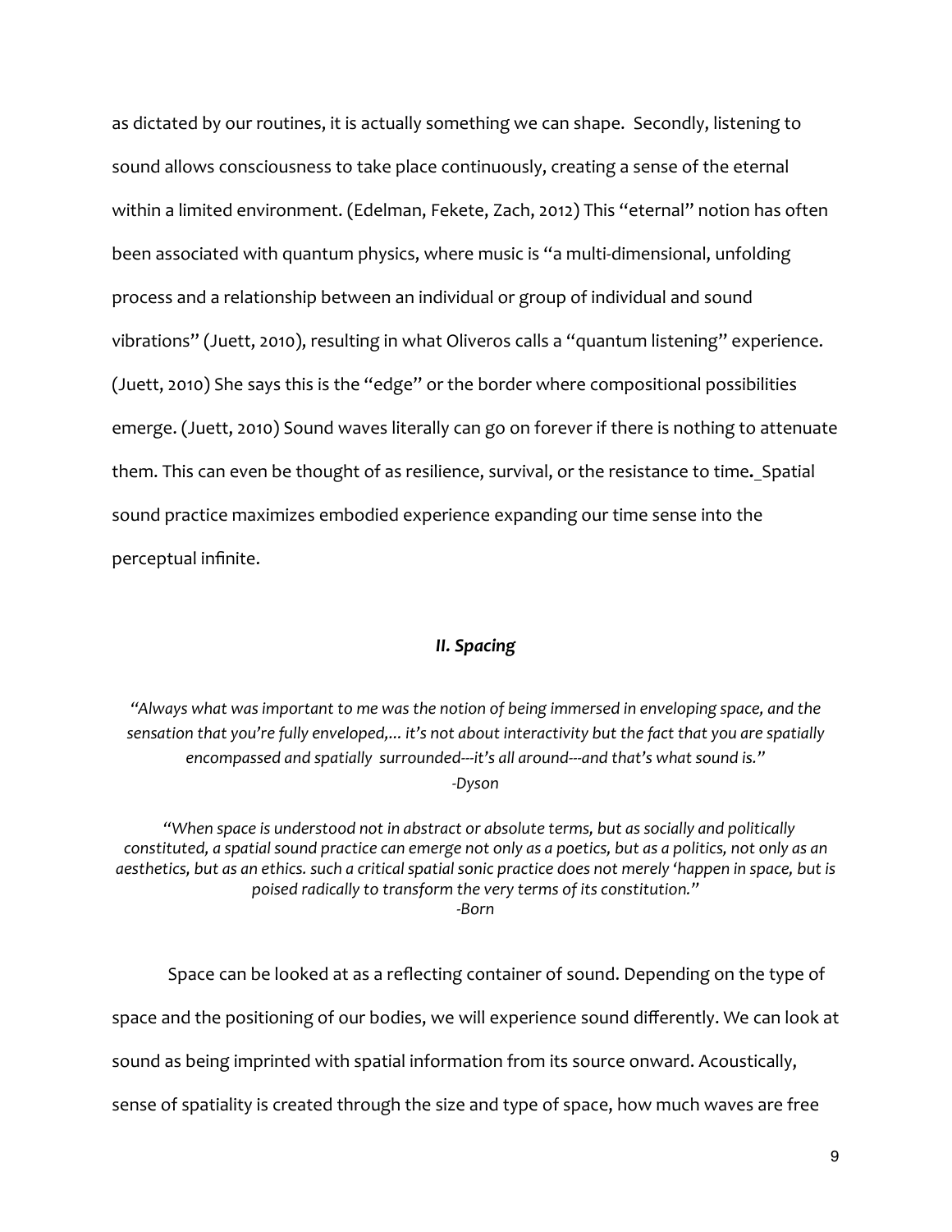as dictated by our routines, it is actually something we can shape. Secondly, listening to sound allows consciousness to take place continuously, creating a sense of the eternal within a limited environment. (Edelman, Fekete, Zach, 2012) This "eternal" notion has often been associated with quantum physics, where music is "a multi-dimensional, unfolding process and a relationship between an individual or group of individual and sound vibrations" (Juett, 2010), resulting in what Oliveros calls a "quantum listening" experience. (Juett, 2010) She says this is the "edge" or the border where compositional possibilities emerge. (Juett, 2010) Sound waves literally can go on forever if there is nothing to attenuate them. This can even be thought of as resilience, survival, or the resistance to time**.** Spatial sound practice maximizes embodied experience expanding our time sense into the perceptual infinite.

## ***II. Spacing***

*"Always what was important to me was the notion of being immersed in enveloping space, and the sensation that you're fully enveloped,... it's not about interactivity but the fact that you are spatially encompassed and spatially surrounded---it's all around---and that's what sound is."*
*-Dyson*

*"When space is understood not in abstract or absolute terms, but as socially and politically constituted, a spatial sound practice can emerge not only as a poetics, but as a politics, not only as an aesthetics, but as an ethics. such a critical spatial sonic practice does not merely 'happen in space, but is poised radically to transform the very terms of its constitution."*
*-Born*

Space can be looked at as a reflecting container of sound. Depending on the type of space and the positioning of our bodies, we will experience sound differently. We can look at sound as being imprinted with spatial information from its source onward. Acoustically, sense of spatiality is created through the size and type of space, how much waves are free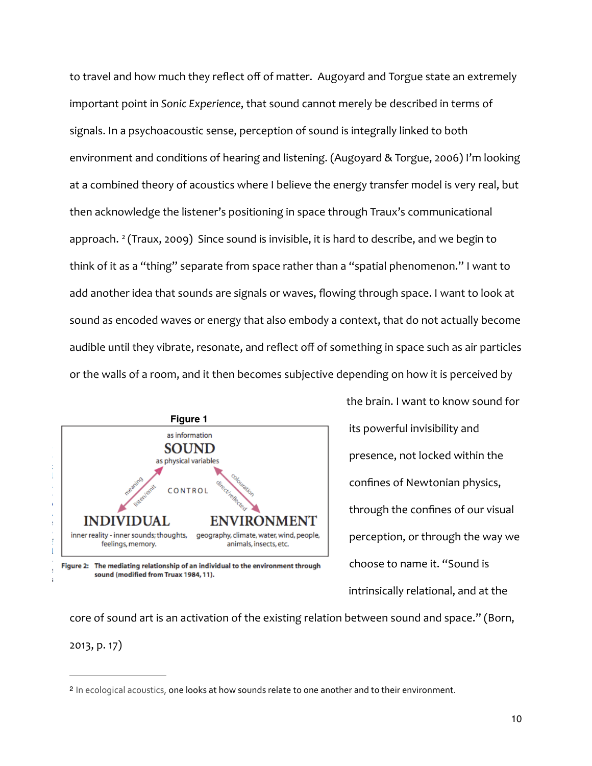to travel and how much they reflect off of matter. Augoyard and Torgue state an extremely important point in *Sonic Experience*, that sound cannot merely be described in terms of signals. In a psychoacoustic sense, perception of sound is integrally linked to both environment and conditions of hearing and listening. (Augoyard & Torgue, 2006) I'm looking at a combined theory of acoustics where I believe the energy transfer model is very real, but then acknowledge the listener's positioning in space through Traux's communicational approach. [2] (Traux, 2009) Since sound is invisible, it is hard to describe, and we begin to think of it as a "thing" separate from space rather than a "spatial phenomenon." I want to add another idea that sounds are signals or waves, flowing through space. I want to look at sound as encoded waves or energy that also embody a context, that do not actually become audible until they vibrate, resonate, and reflect off of something in space such as air particles or the walls of a room, and it then becomes subjective depending on how it is perceived by the brain. I want to know sound for its powerful invisibility and presence, not locked within the confines of Newtonian physics, through the confines of our visual perception, or through the way we choose to name it. "Sound is intrinsically relational, and at the core of sound art is an activation of the existing relation between sound and space." (Born, 2013, p. 17)

**Figure 1**

**Figure 2: The mediating relationship of an individual to the environment through sound (modified from Truax 1984, 11).**

---

[2] In ecological acoustics, one looks at how sounds relate to one another and to their environment.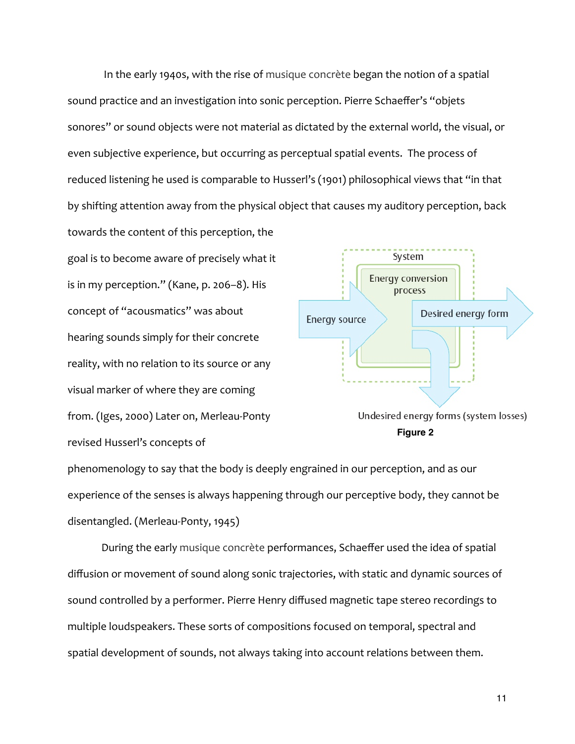In the early 1940s, with the rise of musique concrète began the notion of a spatial sound practice and an investigation into sonic perception. Pierre Schaeffer's "objets sonores" or sound objects were not material as dictated by the external world, the visual, or even subjective experience, but occurring as perceptual spatial events. The process of reduced listening he used is comparable to Husserl's (1901) philosophical views that "in that by shifting attention away from the physical object that causes my auditory perception, back towards the content of this perception, the goal is to become aware of precisely what it is in my perception." (Kane, p. 206–8). His concept of "acousmatics" was about hearing sounds simply for their concrete reality, with no relation to its source or any visual marker of where they are coming from. (Iges, 2000) Later on, Merleau-Ponty revised Husserl's concepts of phenomenology to say that the body is deeply engrained in our perception, and as our experience of the senses is always happening through our perceptive body, they cannot be disentangled. (Merleau-Ponty, 1945)

System

Energy conversion process

Energy source

Desired energy form

Undesired energy forms (system losses)

**Figure 2**

During the early musique concrète performances, Schaeffer used the idea of spatial diffusion or movement of sound along sonic trajectories, with static and dynamic sources of sound controlled by a performer. Pierre Henry diffused magnetic tape stereo recordings to multiple loudspeakers. These sorts of compositions focused on temporal, spectral and spatial development of sounds, not always taking into account relations between them.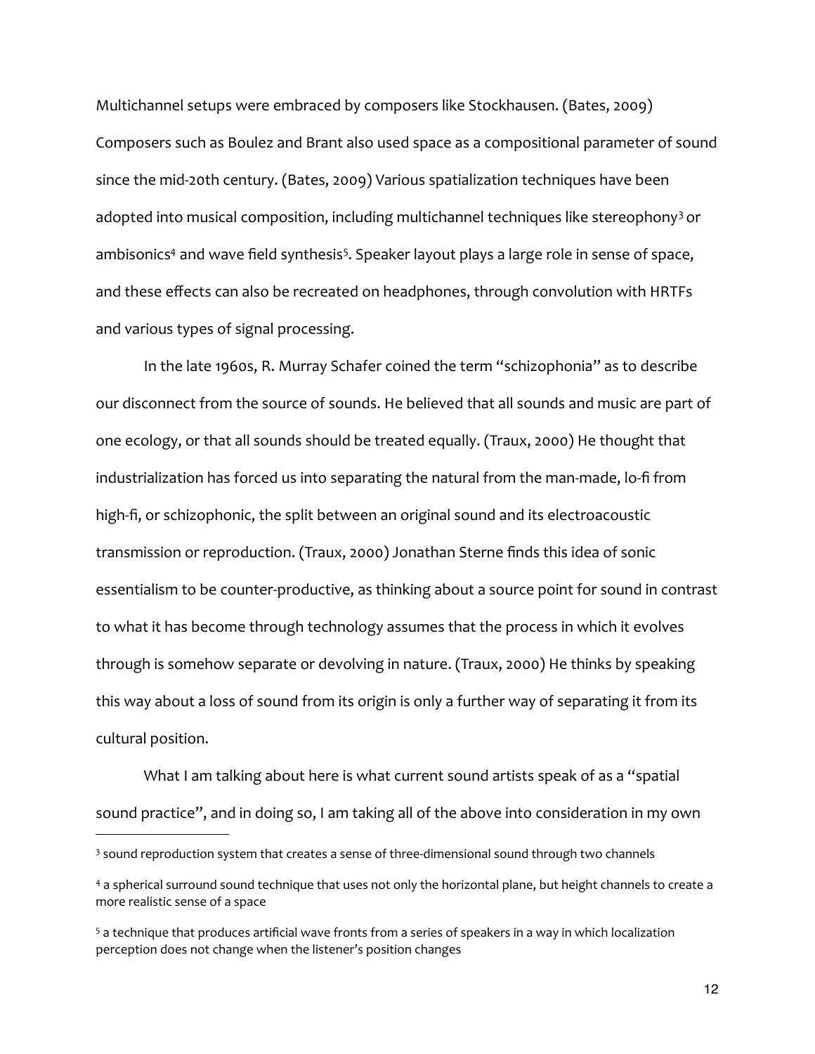Multichannel setups were embraced by composers like Stockhausen. (Bates, 2009) Composers such as Boulez and Brant also used space as a compositional parameter of sound since the mid-20th century. (Bates, 2009) Various spatialization techniques have been adopted into musical composition, including multichannel techniques like stereophony[3] or ambisonics[4] and wave field synthesis[5]. Speaker layout plays a large role in sense of space, and these effects can also be recreated on headphones, through convolution with HRTFs and various types of signal processing.

In the late 1960s, R. Murray Schafer coined the term "schizophonia" as to describe our disconnect from the source of sounds. He believed that all sounds and music are part of one ecology, or that all sounds should be treated equally. (Traux, 2000) He thought that industrialization has forced us into separating the natural from the man-made, lo-fi from high-fi, or schizophonic, the split between an original sound and its electroacoustic transmission or reproduction. (Traux, 2000) Jonathan Sterne finds this idea of sonic essentialism to be counter-productive, as thinking about a source point for sound in contrast to what it has become through technology assumes that the process in which it evolves through is somehow separate or devolving in nature. (Traux, 2000) He thinks by speaking this way about a loss of sound from its origin is only a further way of separating it from its cultural position.

What I am talking about here is what current sound artists speak of as a "spatial sound practice", and in doing so, I am taking all of the above into consideration in my own

---

[3] sound reproduction system that creates a sense of three-dimensional sound through two channels

[4] a spherical surround sound technique that uses not only the horizontal plane, but height channels to create a more realistic sense of a space

[5] a technique that produces artificial wave fronts from a series of speakers in a way in which localization perception does not change when the listener's position changes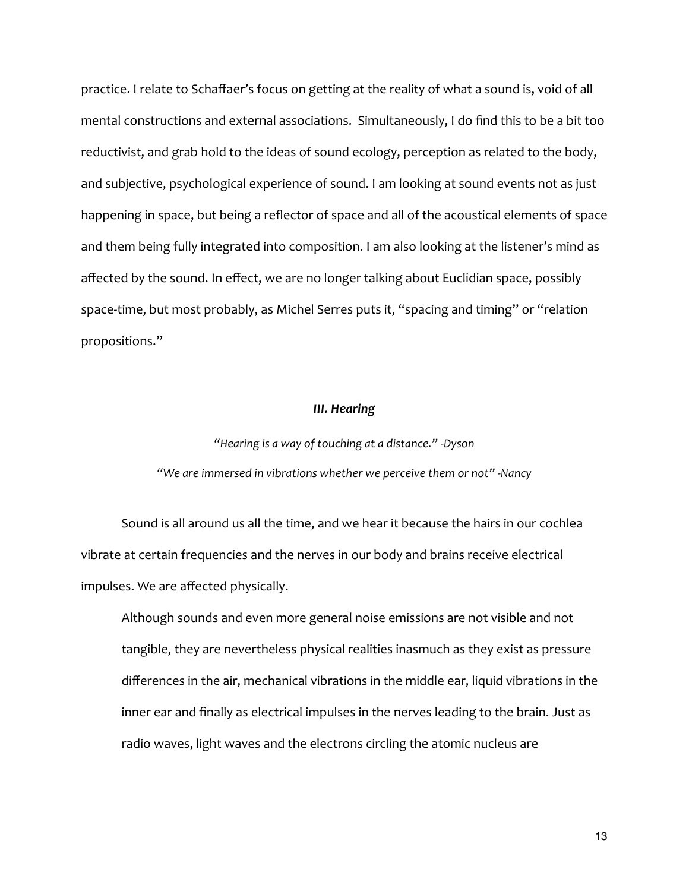practice. I relate to Schaffaer's focus on getting at the reality of what a sound is, void of all mental constructions and external associations.  Simultaneously, I do find this to be a bit too reductivist, and grab hold to the ideas of sound ecology, perception as related to the body, and subjective, psychological experience of sound. I am looking at sound events not as just happening in space, but being a reflector of space and all of the acoustical elements of space and them being fully integrated into composition. I am also looking at the listener's mind as affected by the sound. In effect, we are no longer talking about Euclidian space, possibly space-time, but most probably, as Michel Serres puts it, "spacing and timing" or "relation propositions."

### *III. Hearing*

*"Hearing is a way of touching at a distance." -Dyson*

*"We are immersed in vibrations whether we perceive them or not" -Nancy*

Sound is all around us all the time, and we hear it because the hairs in our cochlea vibrate at certain frequencies and the nerves in our body and brains receive electrical impulses. We are affected physically.

> Although sounds and even more general noise emissions are not visible and not tangible, they are nevertheless physical realities inasmuch as they exist as pressure differences in the air, mechanical vibrations in the middle ear, liquid vibrations in the inner ear and finally as electrical impulses in the nerves leading to the brain. Just as radio waves, light waves and the electrons circling the atomic nucleus are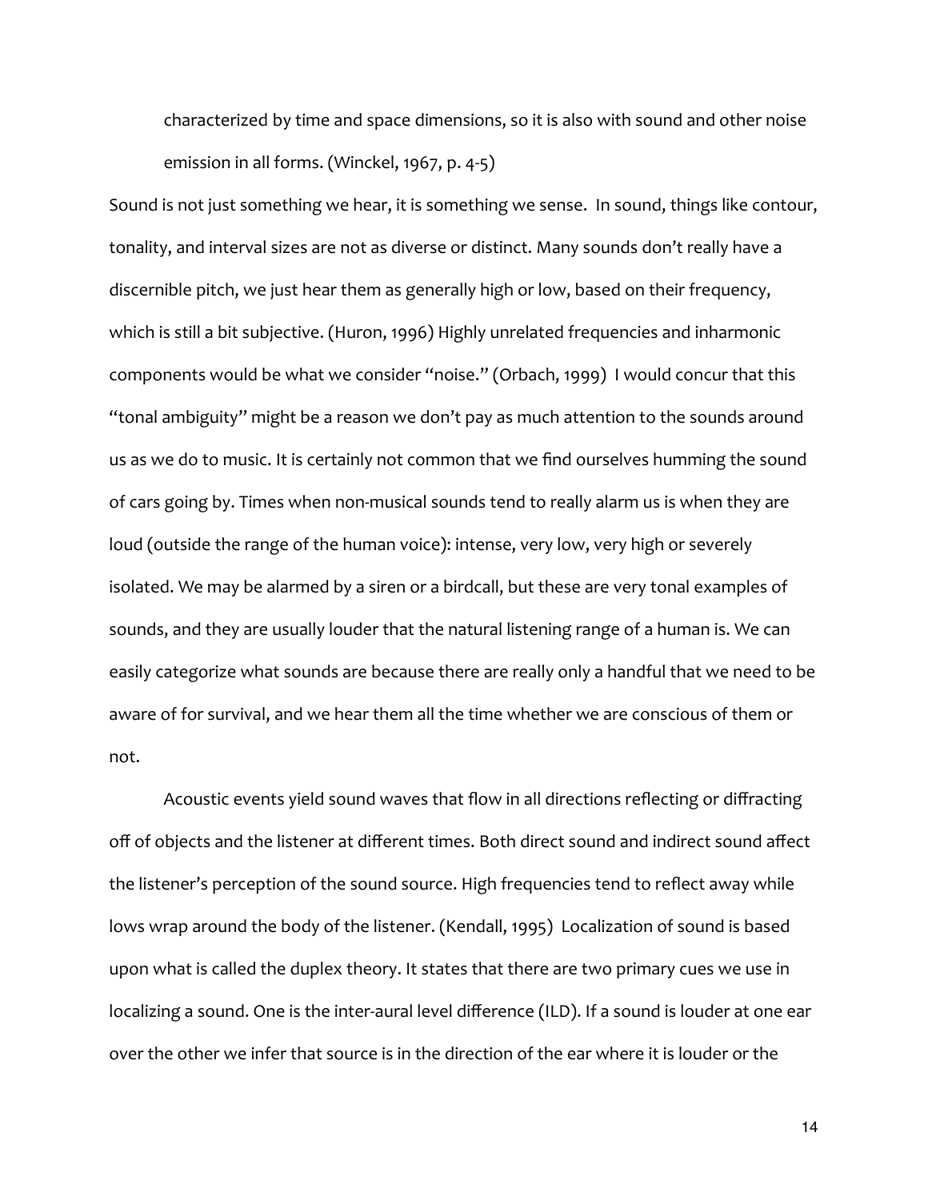> characterized by time and space dimensions, so it is also with sound and other noise emission in all forms. (Winckel, 1967, p. 4-5)

Sound is not just something we hear, it is something we sense. In sound, things like contour, tonality, and interval sizes are not as diverse or distinct. Many sounds don't really have a discernible pitch, we just hear them as generally high or low, based on their frequency, which is still a bit subjective. (Huron, 1996) Highly unrelated frequencies and inharmonic components would be what we consider "noise." (Orbach, 1999) I would concur that this "tonal ambiguity" might be a reason we don't pay as much attention to the sounds around us as we do to music. It is certainly not common that we find ourselves humming the sound of cars going by. Times when non-musical sounds tend to really alarm us is when they are loud (outside the range of the human voice): intense, very low, very high or severely isolated. We may be alarmed by a siren or a birdcall, but these are very tonal examples of sounds, and they are usually louder that the natural listening range of a human is. We can easily categorize what sounds are because there are really only a handful that we need to be aware of for survival, and we hear them all the time whether we are conscious of them or not.

Acoustic events yield sound waves that flow in all directions reflecting or diffracting off of objects and the listener at different times. Both direct sound and indirect sound affect the listener's perception of the sound source. High frequencies tend to reflect away while lows wrap around the body of the listener. (Kendall, 1995) Localization of sound is based upon what is called the duplex theory. It states that there are two primary cues we use in localizing a sound. One is the inter-aural level difference (ILD). If a sound is louder at one ear over the other we infer that source is in the direction of the ear where it is louder or the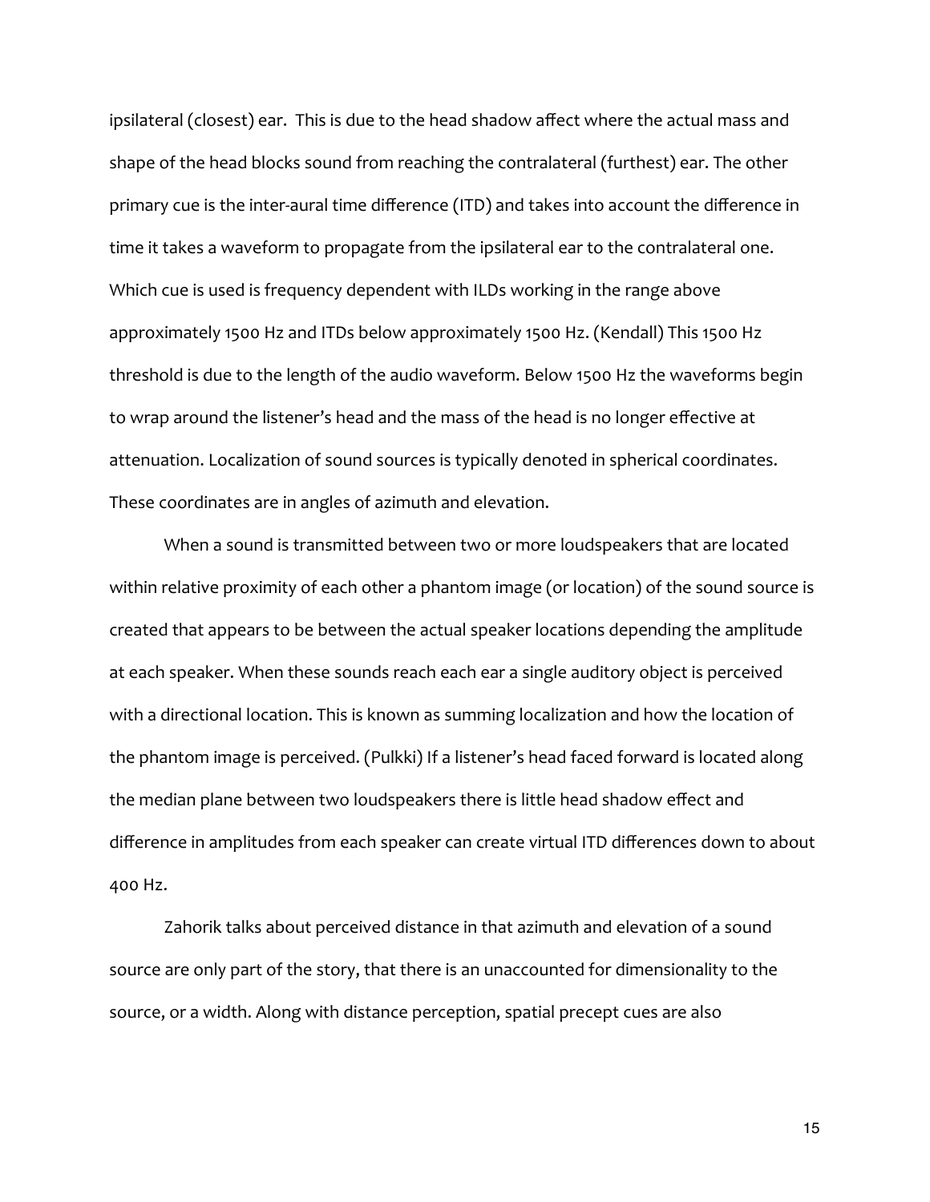ipsilateral (closest) ear.  This is due to the head shadow affect where the actual mass and shape of the head blocks sound from reaching the contralateral (furthest) ear. The other primary cue is the inter-aural time difference (ITD) and takes into account the difference in time it takes a waveform to propagate from the ipsilateral ear to the contralateral one. Which cue is used is frequency dependent with ILDs working in the range above approximately 1500 Hz and ITDs below approximately 1500 Hz. (Kendall) This 1500 Hz threshold is due to the length of the audio waveform. Below 1500 Hz the waveforms begin to wrap around the listener's head and the mass of the head is no longer effective at attenuation. Localization of sound sources is typically denoted in spherical coordinates. These coordinates are in angles of azimuth and elevation.

When a sound is transmitted between two or more loudspeakers that are located within relative proximity of each other a phantom image (or location) of the sound source is created that appears to be between the actual speaker locations depending the amplitude at each speaker. When these sounds reach each ear a single auditory object is perceived with a directional location. This is known as summing localization and how the location of the phantom image is perceived. (Pulkki) If a listener's head faced forward is located along the median plane between two loudspeakers there is little head shadow effect and difference in amplitudes from each speaker can create virtual ITD differences down to about 400 Hz.

Zahorik talks about perceived distance in that azimuth and elevation of a sound source are only part of the story, that there is an unaccounted for dimensionality to the source, or a width. Along with distance perception, spatial precept cues are also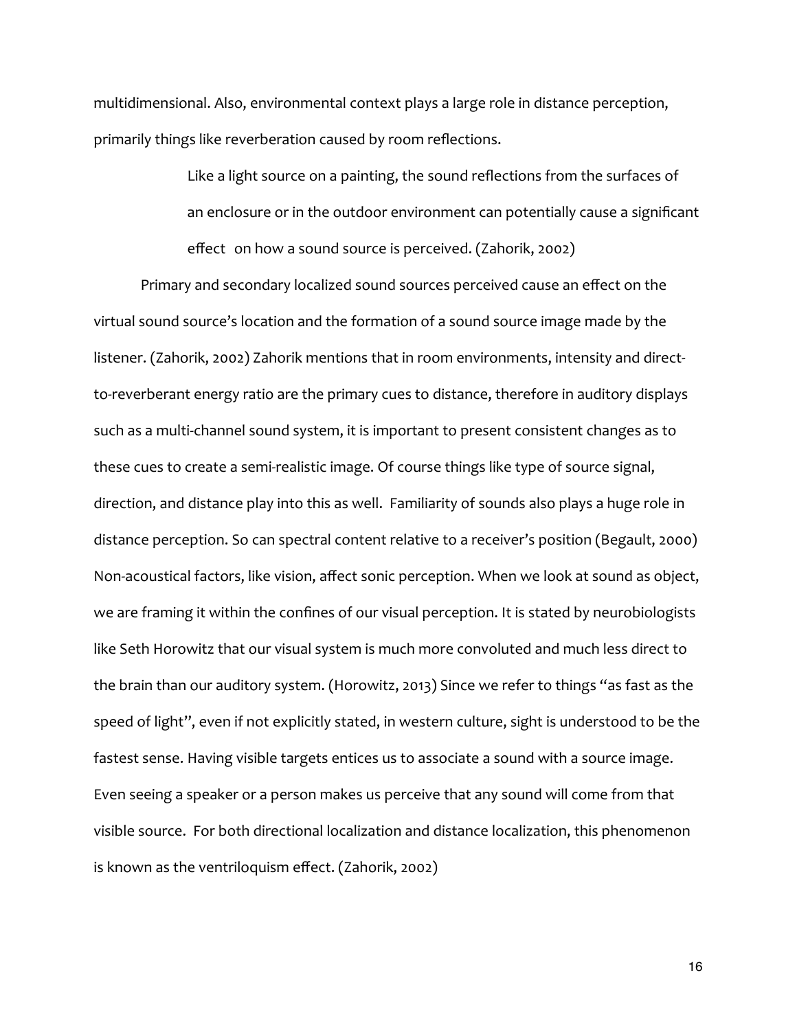multidimensional. Also, environmental context plays a large role in distance perception, primarily things like reverberation caused by room reflections.

> Like a light source on a painting, the sound reflections from the surfaces of an enclosure or in the outdoor environment can potentially cause a significant effect on how a sound source is perceived. (Zahorik, 2002)

Primary and secondary localized sound sources perceived cause an effect on the virtual sound source's location and the formation of a sound source image made by the listener. (Zahorik, 2002) Zahorik mentions that in room environments, intensity and direct-to-reverberant energy ratio are the primary cues to distance, therefore in auditory displays such as a multi-channel sound system, it is important to present consistent changes as to these cues to create a semi-realistic image. Of course things like type of source signal, direction, and distance play into this as well. Familiarity of sounds also plays a huge role in distance perception. So can spectral content relative to a receiver's position (Begault, 2000) Non-acoustical factors, like vision, affect sonic perception. When we look at sound as object, we are framing it within the confines of our visual perception. It is stated by neurobiologists like Seth Horowitz that our visual system is much more convoluted and much less direct to the brain than our auditory system. (Horowitz, 2013) Since we refer to things "as fast as the speed of light", even if not explicitly stated, in western culture, sight is understood to be the fastest sense. Having visible targets entices us to associate a sound with a source image. Even seeing a speaker or a person makes us perceive that any sound will come from that visible source. For both directional localization and distance localization, this phenomenon is known as the ventriloquism effect. (Zahorik, 2002)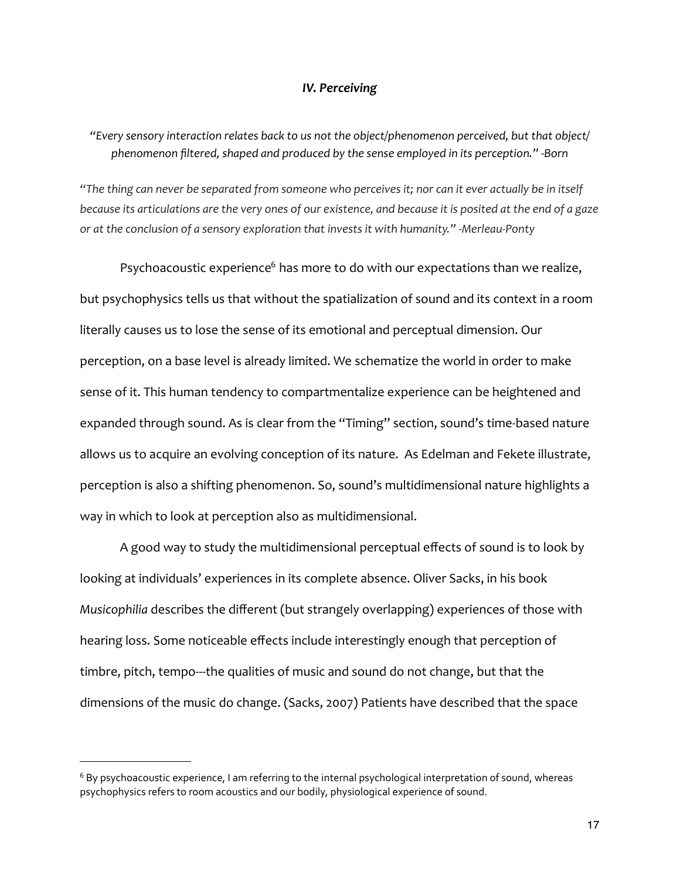### *IV. Perceiving*

*"Every sensory interaction relates back to us not the object/phenomenon perceived, but that object/ phenomenon filtered, shaped and produced by the sense employed in its perception." -Born*

*"The thing can never be separated from someone who perceives it; nor can it ever actually be in itself because its articulations are the very ones of our existence, and because it is posited at the end of a gaze or at the conclusion of a sensory exploration that invests it with humanity." -Merleau-Ponty*

Psychoacoustic experience[6] has more to do with our expectations than we realize, but psychophysics tells us that without the spatialization of sound and its context in a room literally causes us to lose the sense of its emotional and perceptual dimension. Our perception, on a base level is already limited. We schematize the world in order to make sense of it. This human tendency to compartmentalize experience can be heightened and expanded through sound. As is clear from the "Timing" section, sound's time-based nature allows us to acquire an evolving conception of its nature. As Edelman and Fekete illustrate, perception is also a shifting phenomenon. So, sound's multidimensional nature highlights a way in which to look at perception also as multidimensional.

A good way to study the multidimensional perceptual effects of sound is to look by looking at individuals' experiences in its complete absence. Oliver Sacks, in his book *Musicophilia* describes the different (but strangely overlapping) experiences of those with hearing loss. Some noticeable effects include interestingly enough that perception of timbre, pitch, tempo---the qualities of music and sound do not change, but that the dimensions of the music do change. (Sacks, 2007) Patients have described that the space

---

[6] By psychoacoustic experience, I am referring to the internal psychological interpretation of sound, whereas psychophysics refers to room acoustics and our bodily, physiological experience of sound.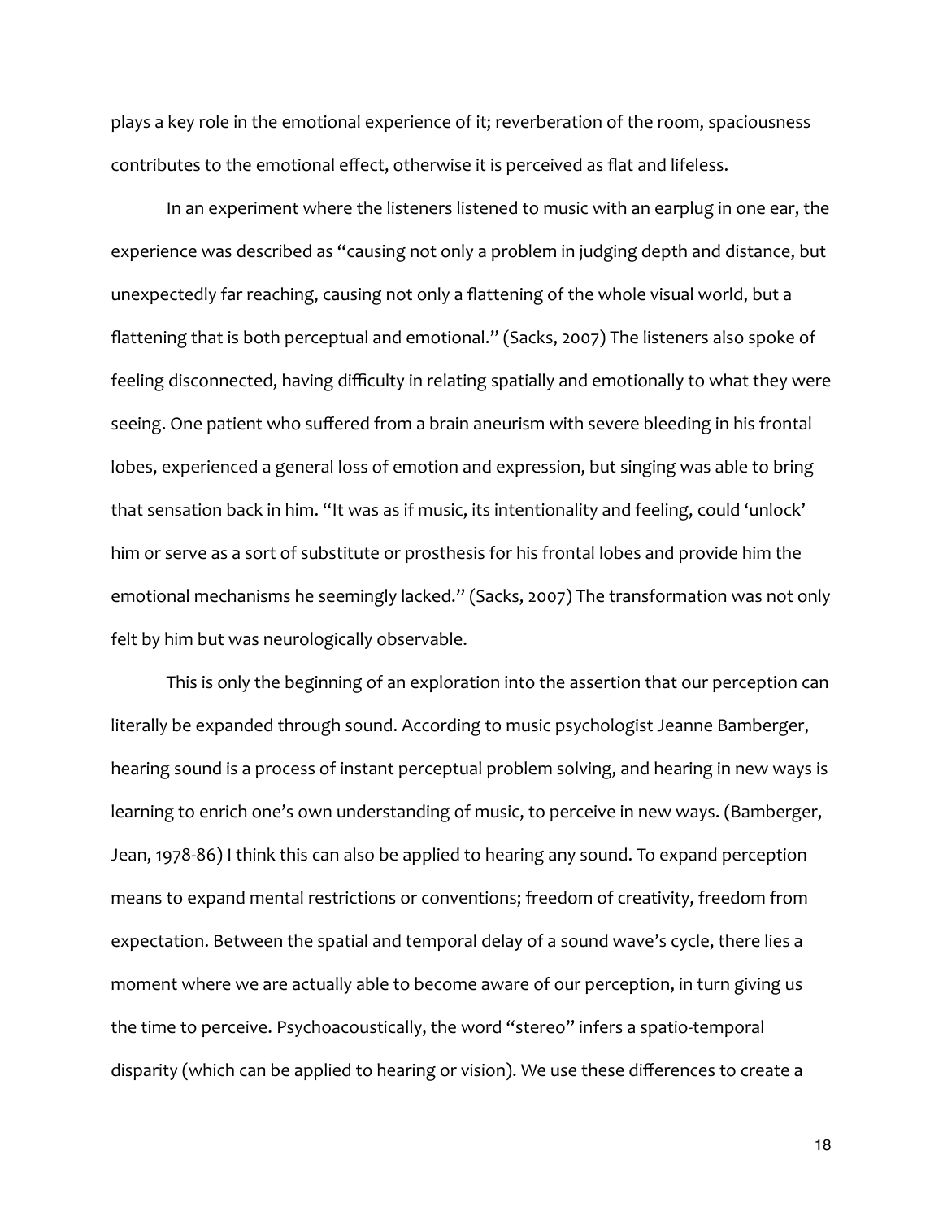plays a key role in the emotional experience of it; reverberation of the room, spaciousness contributes to the emotional effect, otherwise it is perceived as flat and lifeless.

In an experiment where the listeners listened to music with an earplug in one ear, the experience was described as "causing not only a problem in judging depth and distance, but unexpectedly far reaching, causing not only a flattening of the whole visual world, but a flattening that is both perceptual and emotional." (Sacks, 2007) The listeners also spoke of feeling disconnected, having difficulty in relating spatially and emotionally to what they were seeing. One patient who suffered from a brain aneurism with severe bleeding in his frontal lobes, experienced a general loss of emotion and expression, but singing was able to bring that sensation back in him. "It was as if music, its intentionality and feeling, could 'unlock' him or serve as a sort of substitute or prosthesis for his frontal lobes and provide him the emotional mechanisms he seemingly lacked." (Sacks, 2007) The transformation was not only felt by him but was neurologically observable.

This is only the beginning of an exploration into the assertion that our perception can literally be expanded through sound. According to music psychologist Jeanne Bamberger, hearing sound is a process of instant perceptual problem solving, and hearing in new ways is learning to enrich one's own understanding of music, to perceive in new ways. (Bamberger, Jean, 1978-86) I think this can also be applied to hearing any sound. To expand perception means to expand mental restrictions or conventions; freedom of creativity, freedom from expectation. Between the spatial and temporal delay of a sound wave's cycle, there lies a moment where we are actually able to become aware of our perception, in turn giving us the time to perceive. Psychoacoustically, the word "stereo" infers a spatio-temporal disparity (which can be applied to hearing or vision). We use these differences to create a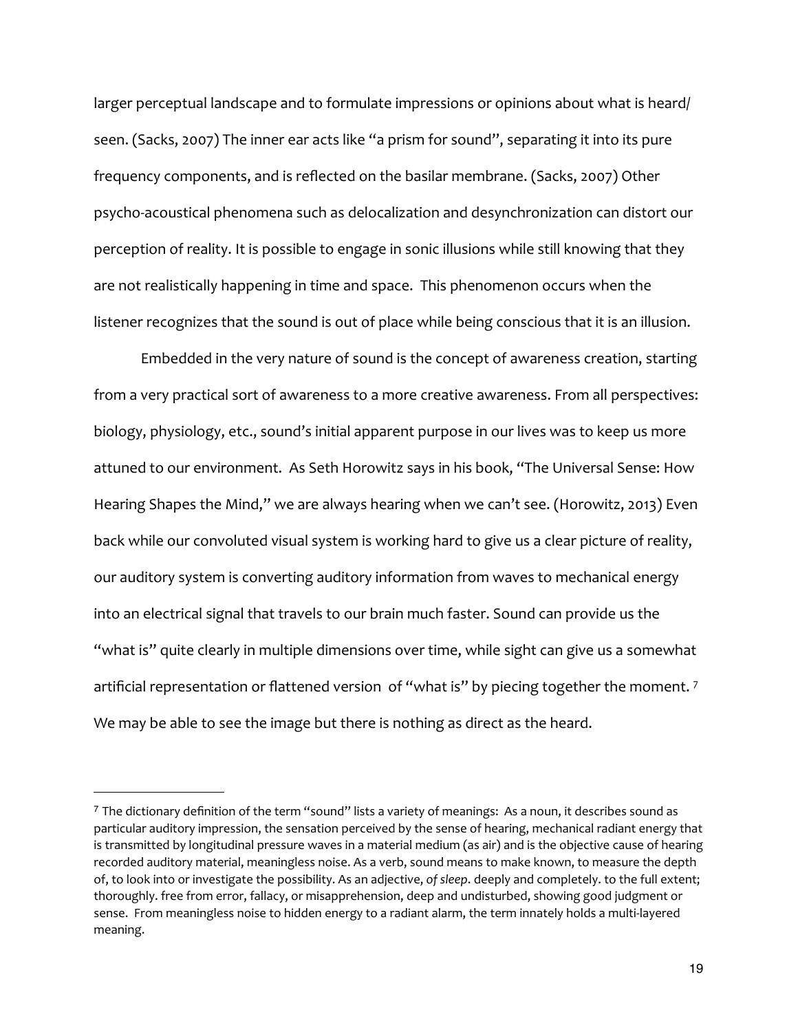larger perceptual landscape and to formulate impressions or opinions about what is heard/ seen. (Sacks, 2007) The inner ear acts like "a prism for sound", separating it into its pure frequency components, and is reflected on the basilar membrane. (Sacks, 2007) Other psycho-acoustical phenomena such as delocalization and desynchronization can distort our perception of reality. It is possible to engage in sonic illusions while still knowing that they are not realistically happening in time and space. This phenomenon occurs when the listener recognizes that the sound is out of place while being conscious that it is an illusion.

Embedded in the very nature of sound is the concept of awareness creation, starting from a very practical sort of awareness to a more creative awareness. From all perspectives: biology, physiology, etc., sound's initial apparent purpose in our lives was to keep us more attuned to our environment. As Seth Horowitz says in his book, "The Universal Sense: How Hearing Shapes the Mind," we are always hearing when we can't see. (Horowitz, 2013) Even back while our convoluted visual system is working hard to give us a clear picture of reality, our auditory system is converting auditory information from waves to mechanical energy into an electrical signal that travels to our brain much faster. Sound can provide us the "what is" quite clearly in multiple dimensions over time, while sight can give us a somewhat artificial representation or flattened version of "what is" by piecing together the moment. [7] We may be able to see the image but there is nothing as direct as the heard.

---

[7] The dictionary definition of the term "sound" lists a variety of meanings: As a noun, it describes sound as particular auditory impression, the sensation perceived by the sense of hearing, mechanical radiant energy that is transmitted by longitudinal pressure waves in a material medium (as air) and is the objective cause of hearing recorded auditory material, meaningless noise. As a verb, sound means to make known, to measure the depth of, to look into or investigate the possibility. As an adjective, *of sleep*. deeply and completely. to the full extent; thoroughly. free from error, fallacy, or misapprehension, deep and undisturbed, showing good judgment or sense. From meaningless noise to hidden energy to a radiant alarm, the term innately holds a multi-layered meaning.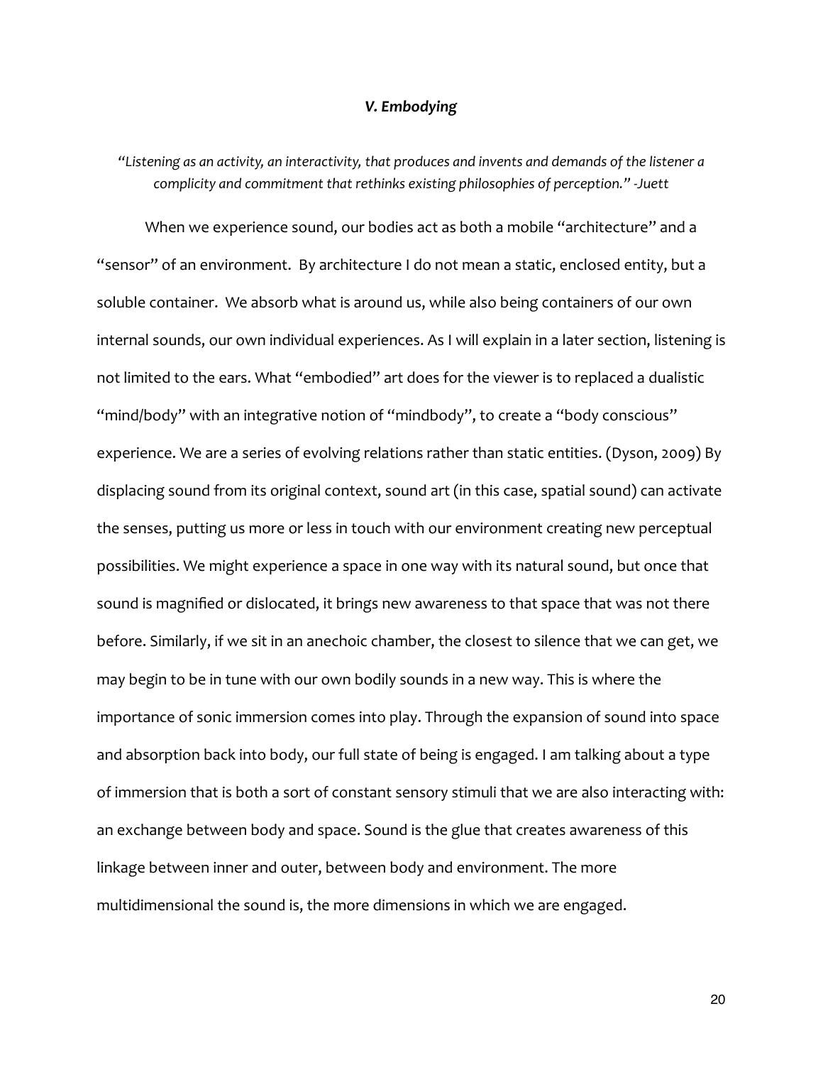## *V. Embodying*

*"Listening as an activity, an interactivity, that produces and invents and demands of the listener a complicity and commitment that rethinks existing philosophies of perception." -Juett*

When we experience sound, our bodies act as both a mobile "architecture" and a "sensor" of an environment. By architecture I do not mean a static, enclosed entity, but a soluble container. We absorb what is around us, while also being containers of our own internal sounds, our own individual experiences. As I will explain in a later section, listening is not limited to the ears. What "embodied" art does for the viewer is to replaced a dualistic "mind/body" with an integrative notion of "mindbody", to create a "body conscious" experience. We are a series of evolving relations rather than static entities. (Dyson, 2009) By displacing sound from its original context, sound art (in this case, spatial sound) can activate the senses, putting us more or less in touch with our environment creating new perceptual possibilities. We might experience a space in one way with its natural sound, but once that sound is magnified or dislocated, it brings new awareness to that space that was not there before. Similarly, if we sit in an anechoic chamber, the closest to silence that we can get, we may begin to be in tune with our own bodily sounds in a new way. This is where the importance of sonic immersion comes into play. Through the expansion of sound into space and absorption back into body, our full state of being is engaged. I am talking about a type of immersion that is both a sort of constant sensory stimuli that we are also interacting with: an exchange between body and space. Sound is the glue that creates awareness of this linkage between inner and outer, between body and environment. The more multidimensional the sound is, the more dimensions in which we are engaged.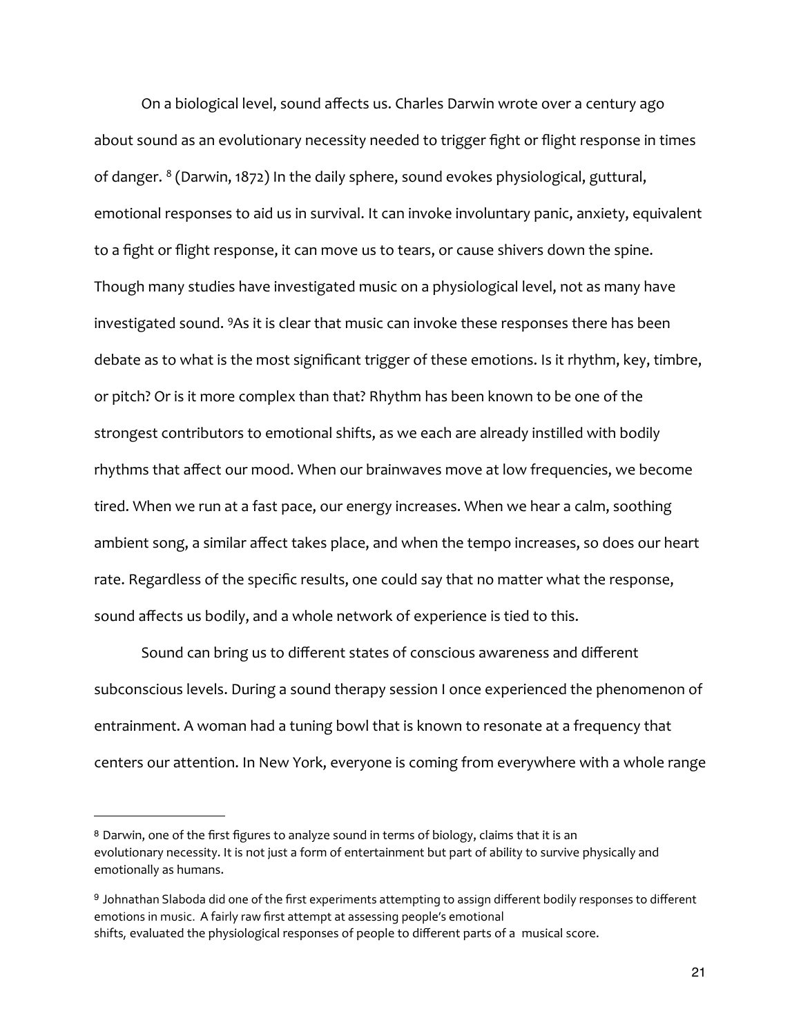On a biological level, sound affects us. Charles Darwin wrote over a century ago about sound as an evolutionary necessity needed to trigger fight or flight response in times of danger. [8] (Darwin, 1872) In the daily sphere, sound evokes physiological, guttural, emotional responses to aid us in survival. It can invoke involuntary panic, anxiety, equivalent to a fight or flight response, it can move us to tears, or cause shivers down the spine. Though many studies have investigated music on a physiological level, not as many have investigated sound. [9]As it is clear that music can invoke these responses there has been debate as to what is the most significant trigger of these emotions. Is it rhythm, key, timbre, or pitch? Or is it more complex than that? Rhythm has been known to be one of the strongest contributors to emotional shifts, as we each are already instilled with bodily rhythms that affect our mood. When our brainwaves move at low frequencies, we become tired. When we run at a fast pace, our energy increases. When we hear a calm, soothing ambient song, a similar affect takes place, and when the tempo increases, so does our heart rate. Regardless of the specific results, one could say that no matter what the response, sound affects us bodily, and a whole network of experience is tied to this.

Sound can bring us to different states of conscious awareness and different subconscious levels. During a sound therapy session I once experienced the phenomenon of entrainment. A woman had a tuning bowl that is known to resonate at a frequency that centers our attention. In New York, everyone is coming from everywhere with a whole range

---

[8] Darwin, one of the first figures to analyze sound in terms of biology, claims that it is an evolutionary necessity. It is not just a form of entertainment but part of ability to survive physically and emotionally as humans.

[9] Johnathan Slaboda did one of the first experiments attempting to assign different bodily responses to different emotions in music. A fairly raw first attempt at assessing people's emotional shifts, evaluated the physiological responses of people to different parts of a musical score.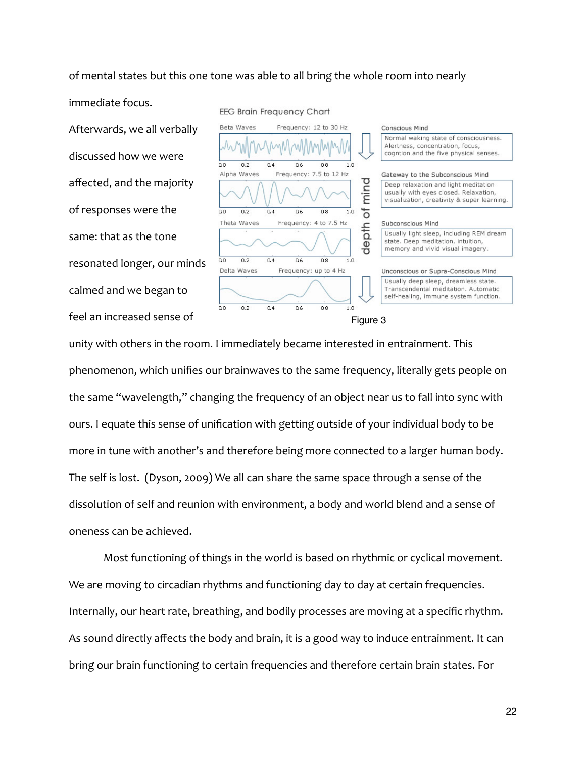of mental states but this one tone was able to all bring the whole room into nearly immediate focus.

Afterwards, we all verbally discussed how we were affected, and the majority of responses were the same: that as the tone resonated longer, our minds calmed and we began to feel an increased sense of unity with others in the room. I immediately became interested in entrainment. This phenomenon, which unifies our brainwaves to the same frequency, literally gets people on the same "wavelength," changing the frequency of an object near us to fall into sync with ours. I equate this sense of unification with getting outside of your individual body to be more in tune with another's and therefore being more connected to a larger human body. The self is lost. (Dyson, 2009) We all can share the same space through a sense of the dissolution of self and reunion with environment, a body and world blend and a sense of oneness can be achieved.

Figure 3

Most functioning of things in the world is based on rhythmic or cyclical movement. We are moving to circadian rhythms and functioning day to day at certain frequencies. Internally, our heart rate, breathing, and bodily processes are moving at a specific rhythm. As sound directly affects the body and brain, it is a good way to induce entrainment. It can bring our brain functioning to certain frequencies and therefore certain brain states. For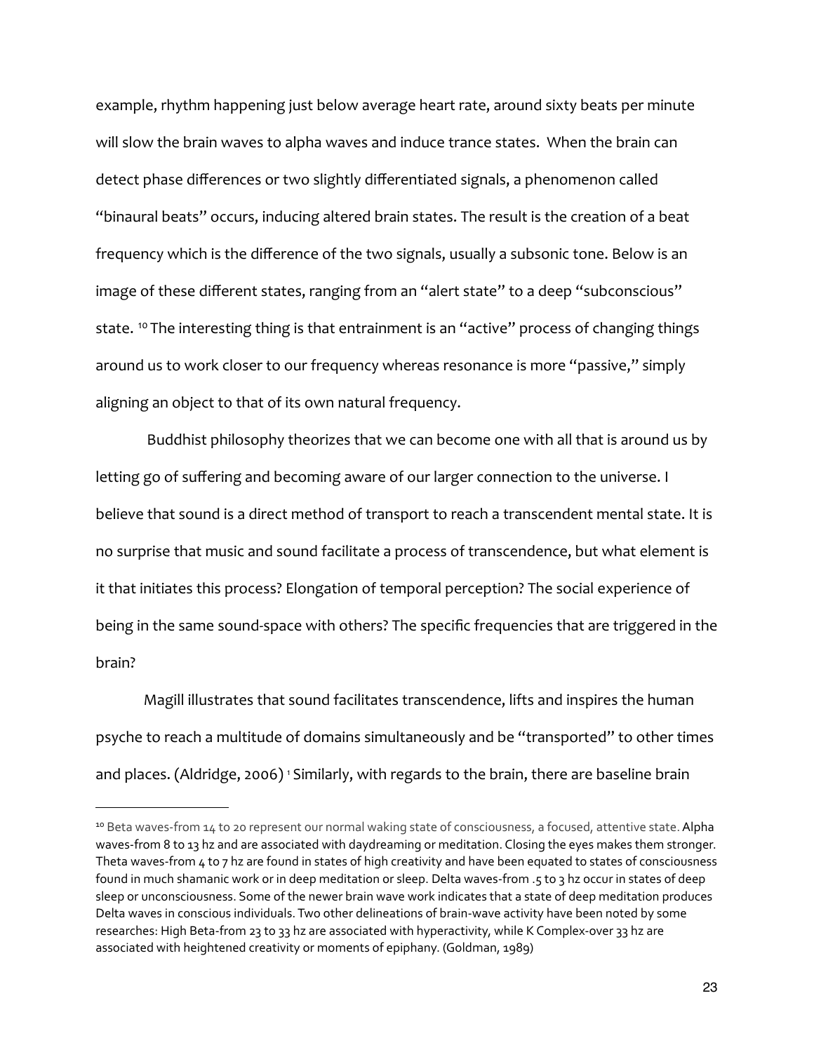example, rhythm happening just below average heart rate, around sixty beats per minute will slow the brain waves to alpha waves and induce trance states. When the brain can detect phase differences or two slightly differentiated signals, a phenomenon called "binaural beats" occurs, inducing altered brain states. The result is the creation of a beat frequency which is the difference of the two signals, usually a subsonic tone. Below is an image of these different states, ranging from an "alert state" to a deep "subconscious" state. [10] The interesting thing is that entrainment is an "active" process of changing things around us to work closer to our frequency whereas resonance is more "passive," simply aligning an object to that of its own natural frequency.

Buddhist philosophy theorizes that we can become one with all that is around us by letting go of suffering and becoming aware of our larger connection to the universe. I believe that sound is a direct method of transport to reach a transcendent mental state. It is no surprise that music and sound facilitate a process of transcendence, but what element is it that initiates this process? Elongation of temporal perception? The social experience of being in the same sound-space with others? The specific frequencies that are triggered in the brain?

Magill illustrates that sound facilitates transcendence, lifts and inspires the human psyche to reach a multitude of domains simultaneously and be "transported" to other times and places. (Aldridge, 2006) [1] Similarly, with regards to the brain, there are baseline brain

---

[10] Beta waves-from 14 to 20 represent our normal waking state of consciousness, a focused, attentive state. Alpha waves-from 8 to 13 hz and are associated with daydreaming or meditation. Closing the eyes makes them stronger. Theta waves-from 4 to 7 hz are found in states of high creativity and have been equated to states of consciousness found in much shamanic work or in deep meditation or sleep. Delta waves-from .5 to 3 hz occur in states of deep sleep or unconsciousness. Some of the newer brain wave work indicates that a state of deep meditation produces Delta waves in conscious individuals. Two other delineations of brain-wave activity have been noted by some researches: High Beta-from 23 to 33 hz are associated with hyperactivity, while K Complex-over 33 hz are associated with heightened creativity or moments of epiphany. (Goldman, 1989)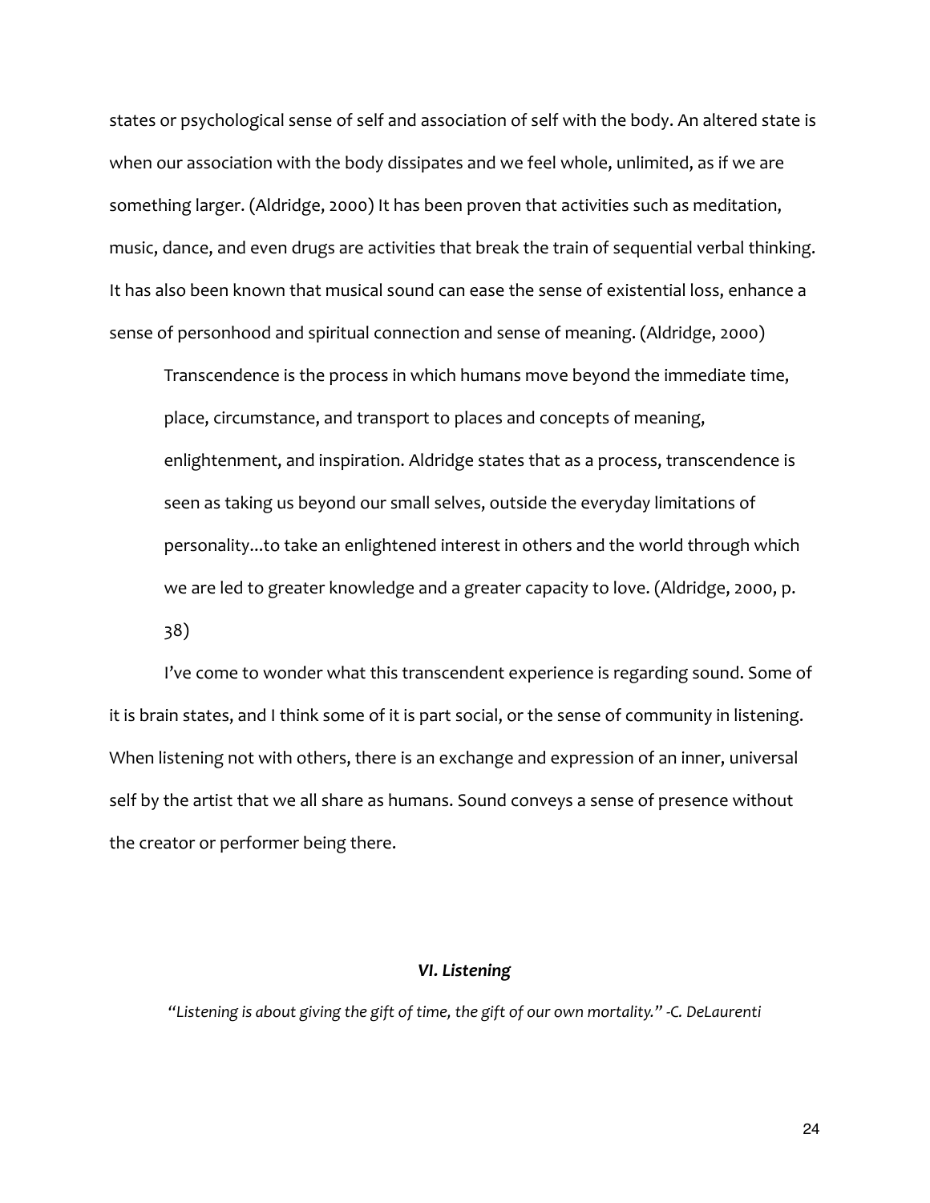states or psychological sense of self and association of self with the body. An altered state is when our association with the body dissipates and we feel whole, unlimited, as if we are something larger. (Aldridge, 2000) It has been proven that activities such as meditation, music, dance, and even drugs are activities that break the train of sequential verbal thinking. It has also been known that musical sound can ease the sense of existential loss, enhance a sense of personhood and spiritual connection and sense of meaning. (Aldridge, 2000)

> Transcendence is the process in which humans move beyond the immediate time, place, circumstance, and transport to places and concepts of meaning, enlightenment, and inspiration. Aldridge states that as a process, transcendence is seen as taking us beyond our small selves, outside the everyday limitations of personality...to take an enlightened interest in others and the world through which we are led to greater knowledge and a greater capacity to love. (Aldridge, 2000, p. 38)

I've come to wonder what this transcendent experience is regarding sound. Some of it is brain states, and I think some of it is part social, or the sense of community in listening. When listening not with others, there is an exchange and expression of an inner, universal self by the artist that we all share as humans. Sound conveys a sense of presence without the creator or performer being there.

## *VI. Listening*

*"Listening is about giving the gift of time, the gift of our own mortality." -C. DeLaurenti*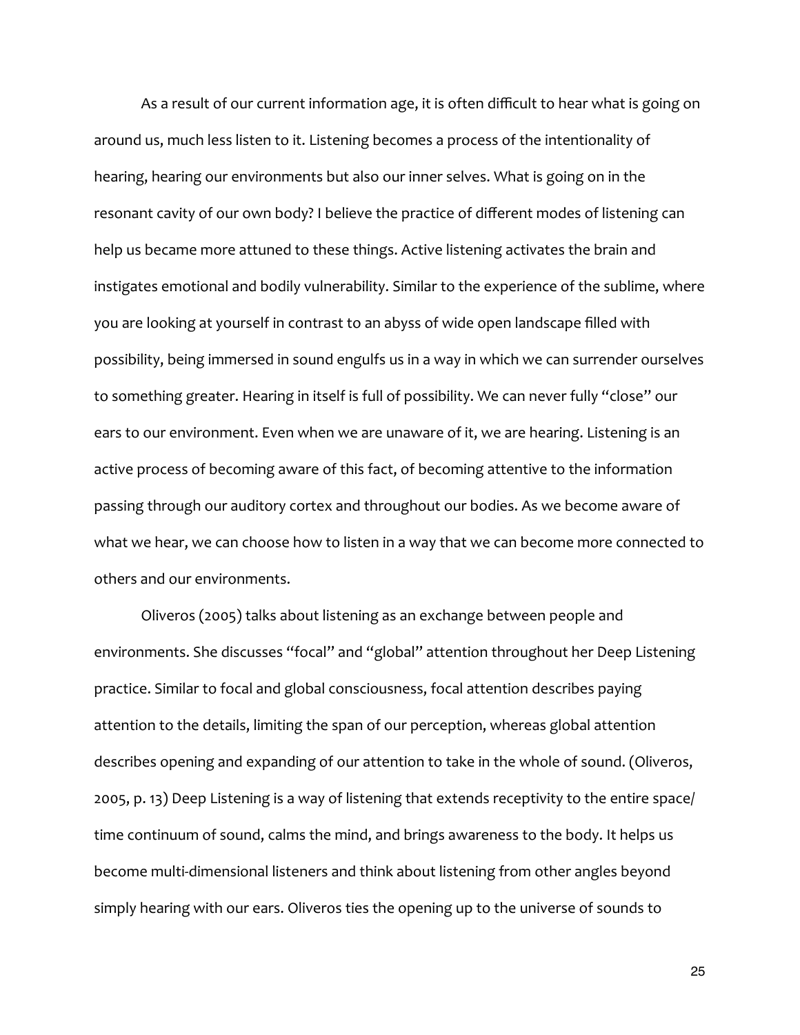As a result of our current information age, it is often difficult to hear what is going on around us, much less listen to it. Listening becomes a process of the intentionality of hearing, hearing our environments but also our inner selves. What is going on in the resonant cavity of our own body? I believe the practice of different modes of listening can help us became more attuned to these things. Active listening activates the brain and instigates emotional and bodily vulnerability. Similar to the experience of the sublime, where you are looking at yourself in contrast to an abyss of wide open landscape filled with possibility, being immersed in sound engulfs us in a way in which we can surrender ourselves to something greater. Hearing in itself is full of possibility. We can never fully "close" our ears to our environment. Even when we are unaware of it, we are hearing. Listening is an active process of becoming aware of this fact, of becoming attentive to the information passing through our auditory cortex and throughout our bodies. As we become aware of what we hear, we can choose how to listen in a way that we can become more connected to others and our environments.

Oliveros (2005) talks about listening as an exchange between people and environments. She discusses "focal" and "global" attention throughout her Deep Listening practice. Similar to focal and global consciousness, focal attention describes paying attention to the details, limiting the span of our perception, whereas global attention describes opening and expanding of our attention to take in the whole of sound. (Oliveros, 2005, p. 13) Deep Listening is a way of listening that extends receptivity to the entire space/time continuum of sound, calms the mind, and brings awareness to the body. It helps us become multi-dimensional listeners and think about listening from other angles beyond simply hearing with our ears. Oliveros ties the opening up to the universe of sounds to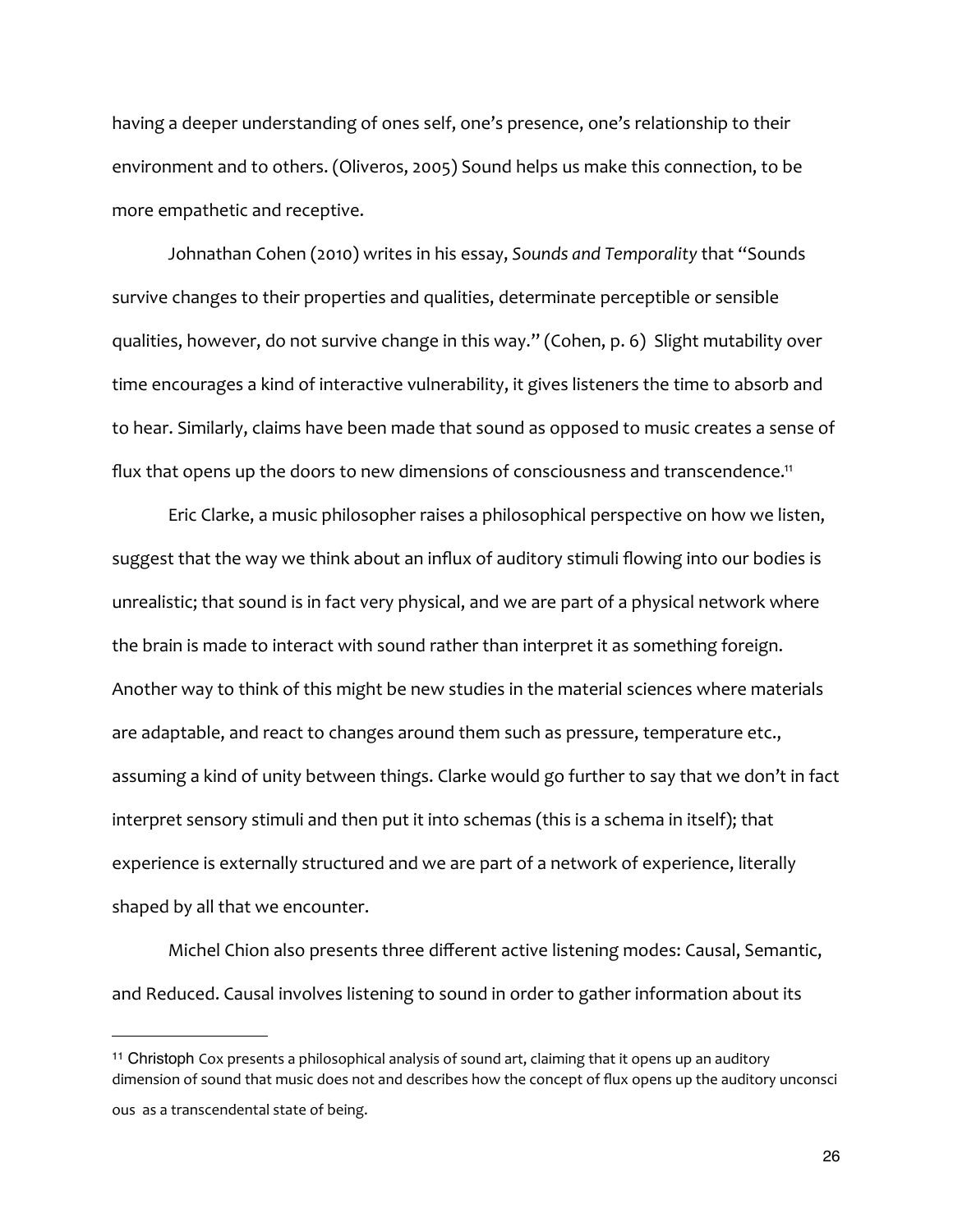having a deeper understanding of ones self, one's presence, one's relationship to their environment and to others. (Oliveros, 2005) Sound helps us make this connection, to be more empathetic and receptive.

Johnathan Cohen (2010) writes in his essay, *Sounds and Temporality* that "Sounds survive changes to their properties and qualities, determinate perceptible or sensible qualities, however, do not survive change in this way." (Cohen, p. 6) Slight mutability over time encourages a kind of interactive vulnerability, it gives listeners the time to absorb and to hear. Similarly, claims have been made that sound as opposed to music creates a sense of flux that opens up the doors to new dimensions of consciousness and transcendence.[11]

Eric Clarke, a music philosopher raises a philosophical perspective on how we listen, suggest that the way we think about an influx of auditory stimuli flowing into our bodies is unrealistic; that sound is in fact very physical, and we are part of a physical network where the brain is made to interact with sound rather than interpret it as something foreign. Another way to think of this might be new studies in the material sciences where materials are adaptable, and react to changes around them such as pressure, temperature etc., assuming a kind of unity between things. Clarke would go further to say that we don't in fact interpret sensory stimuli and then put it into schemas (this is a schema in itself); that experience is externally structured and we are part of a network of experience, literally shaped by all that we encounter.

Michel Chion also presents three different active listening modes: Causal, Semantic, and Reduced. Causal involves listening to sound in order to gather information about its

---

[11] Christoph Cox presents a philosophical analysis of sound art, claiming that it opens up an auditory dimension of sound that music does not and describes how the concept of flux opens up the auditory unconscious as a transcendental state of being.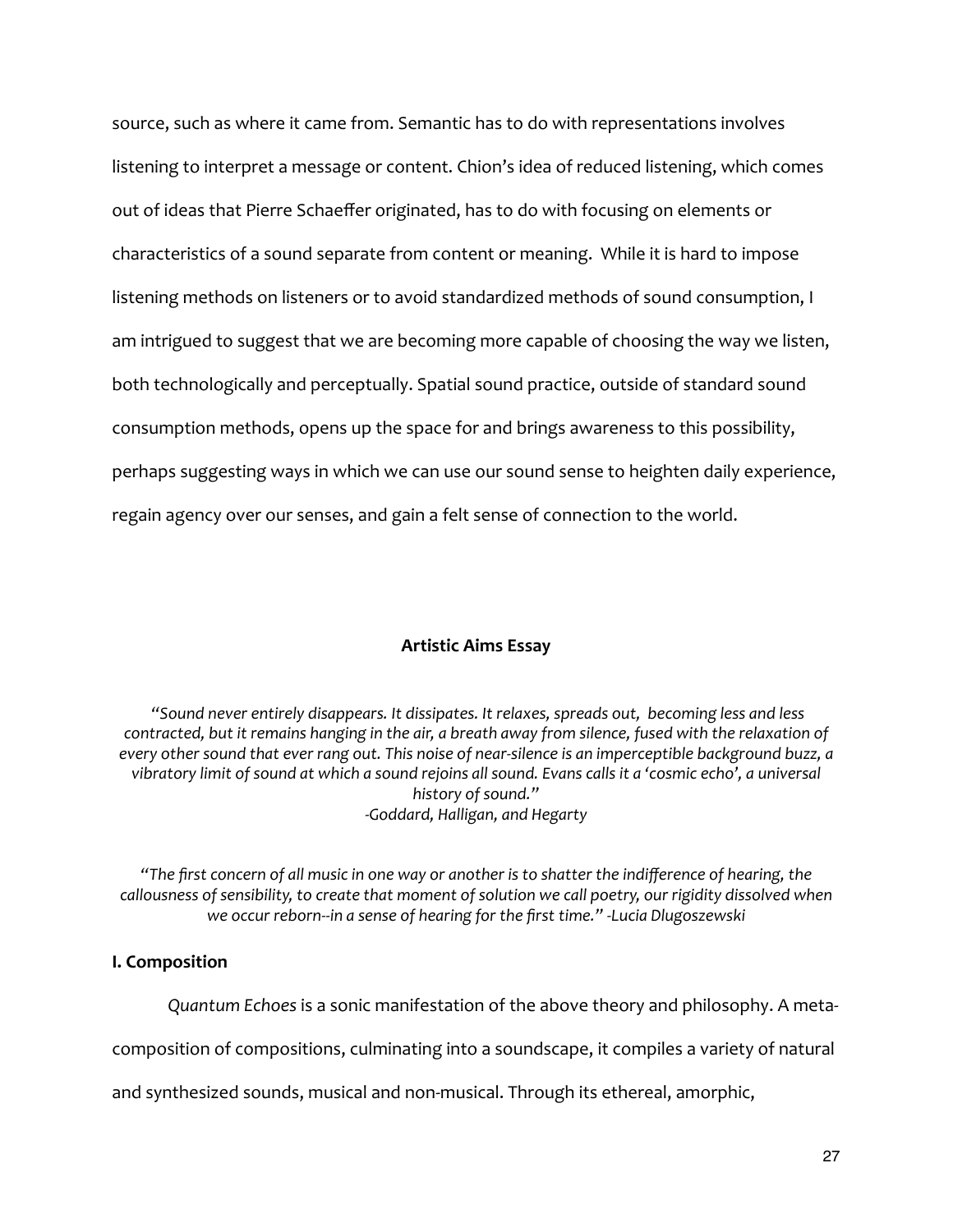source, such as where it came from. Semantic has to do with representations involves listening to interpret a message or content. Chion's idea of reduced listening, which comes out of ideas that Pierre Schaeffer originated, has to do with focusing on elements or characteristics of a sound separate from content or meaning. While it is hard to impose listening methods on listeners or to avoid standardized methods of sound consumption, I am intrigued to suggest that we are becoming more capable of choosing the way we listen, both technologically and perceptually. Spatial sound practice, outside of standard sound consumption methods, opens up the space for and brings awareness to this possibility, perhaps suggesting ways in which we can use our sound sense to heighten daily experience, regain agency over our senses, and gain a felt sense of connection to the world.

## Artistic Aims Essay

*"Sound never entirely disappears. It dissipates. It relaxes, spreads out, becoming less and less contracted, but it remains hanging in the air, a breath away from silence, fused with the relaxation of every other sound that ever rang out. This noise of near-silence is an imperceptible background buzz, a vibratory limit of sound at which a sound rejoins all sound. Evans calls it a 'cosmic echo', a universal history of sound."*
*-Goddard, Halligan, and Hegarty*

*"The first concern of all music in one way or another is to shatter the indifference of hearing, the callousness of sensibility, to create that moment of solution we call poetry, our rigidity dissolved when we occur reborn--in a sense of hearing for the first time." -Lucia Dlugoszewski*

### I. Composition

*Quantum Echoes* is a sonic manifestation of the above theory and philosophy. A meta-composition of compositions, culminating into a soundscape, it compiles a variety of natural and synthesized sounds, musical and non-musical. Through its ethereal, amorphic,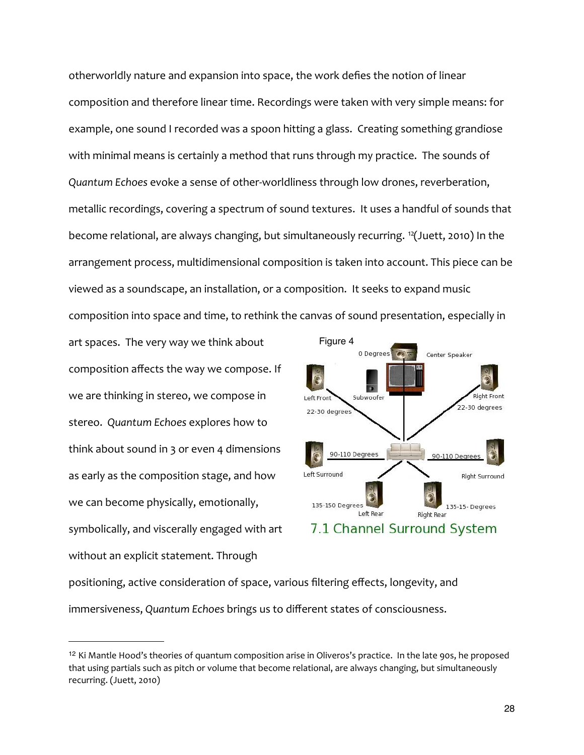otherworldly nature and expansion into space, the work defies the notion of linear composition and therefore linear time. Recordings were taken with very simple means: for example, one sound I recorded was a spoon hitting a glass. Creating something grandiose with minimal means is certainly a method that runs through my practice. The sounds of *Quantum Echoes* evoke a sense of other-worldliness through low drones, reverberation, metallic recordings, covering a spectrum of sound textures. It uses a handful of sounds that become relational, are always changing, but simultaneously recurring. [12](Juett, 2010) In the arrangement process, multidimensional composition is taken into account. This piece can be viewed as a soundscape, an installation, or a composition. It seeks to expand music composition into space and time, to rethink the canvas of sound presentation, especially in art spaces. The very way we think about composition affects the way we compose. If we are thinking in stereo, we compose in stereo. *Quantum Echoes* explores how to think about sound in 3 or even 4 dimensions as early as the composition stage, and how we can become physically, emotionally, symbolically, and viscerally engaged with art without an explicit statement. Through positioning, active consideration of space, various filtering effects, longevity, and immersiveness, *Quantum Echoes* brings us to different states of consciousness.

Figure 4

7.1 Channel Surround System

[12] Ki Mantle Hood's theories of quantum composition arise in Oliveros's practice. In the late 90s, he proposed that using partials such as pitch or volume that become relational, are always changing, but simultaneously recurring. (Juett, 2010)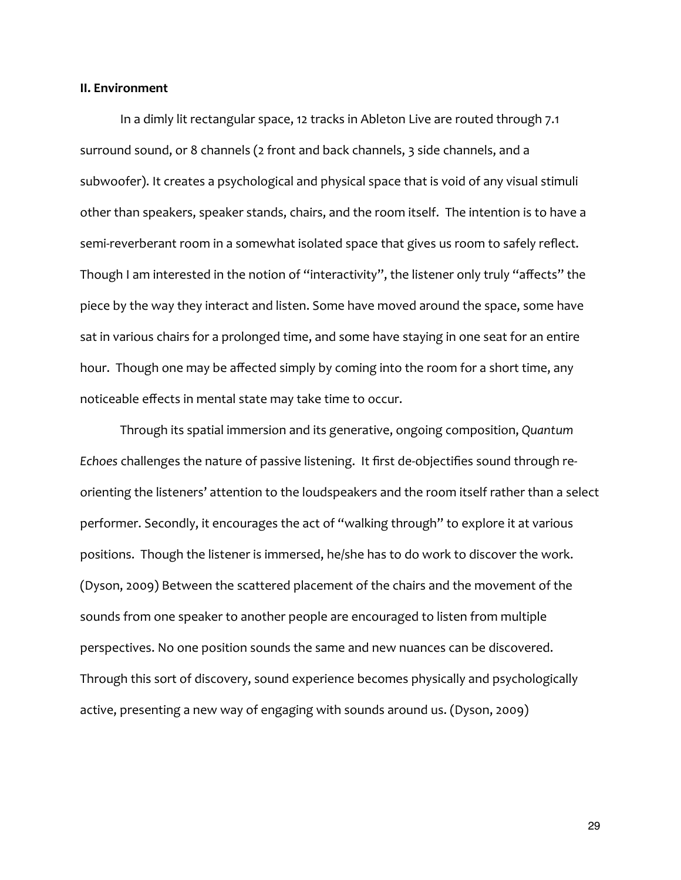**II. Environment**

In a dimly lit rectangular space, 12 tracks in Ableton Live are routed through 7.1 surround sound, or 8 channels (2 front and back channels, 3 side channels, and a subwoofer). It creates a psychological and physical space that is void of any visual stimuli other than speakers, speaker stands, chairs, and the room itself. The intention is to have a semi-reverberant room in a somewhat isolated space that gives us room to safely reflect. Though I am interested in the notion of "interactivity", the listener only truly "affects" the piece by the way they interact and listen. Some have moved around the space, some have sat in various chairs for a prolonged time, and some have staying in one seat for an entire hour. Though one may be affected simply by coming into the room for a short time, any noticeable effects in mental state may take time to occur.

Through its spatial immersion and its generative, ongoing composition, *Quantum Echoes* challenges the nature of passive listening. It first de-objectifies sound through re-orienting the listeners' attention to the loudspeakers and the room itself rather than a select performer. Secondly, it encourages the act of "walking through" to explore it at various positions. Though the listener is immersed, he/she has to do work to discover the work. (Dyson, 2009) Between the scattered placement of the chairs and the movement of the sounds from one speaker to another people are encouraged to listen from multiple perspectives. No one position sounds the same and new nuances can be discovered. Through this sort of discovery, sound experience becomes physically and psychologically active, presenting a new way of engaging with sounds around us. (Dyson, 2009)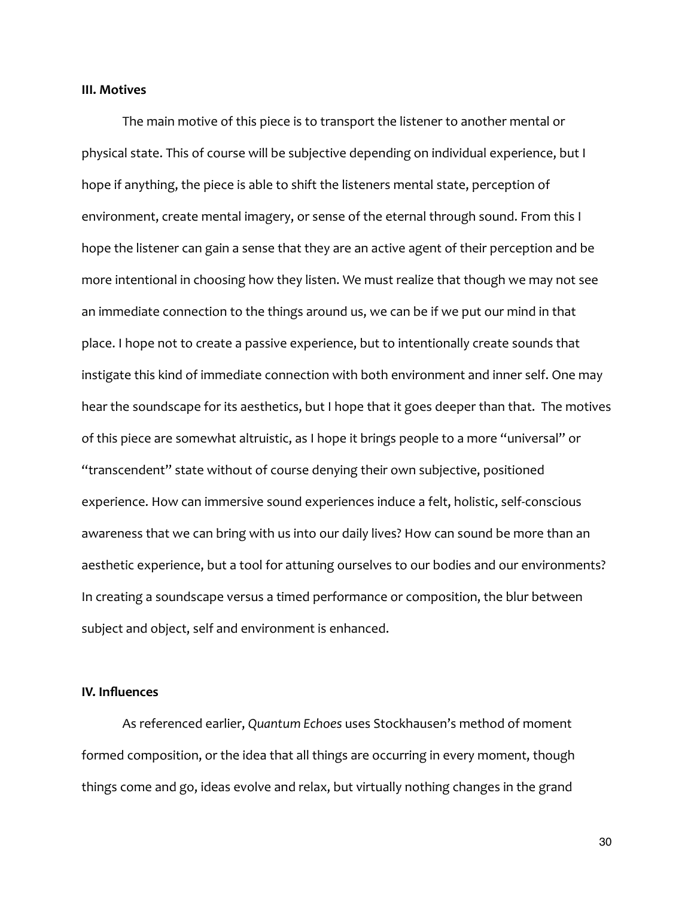**III. Motives**

The main motive of this piece is to transport the listener to another mental or physical state. This of course will be subjective depending on individual experience, but I hope if anything, the piece is able to shift the listeners mental state, perception of environment, create mental imagery, or sense of the eternal through sound. From this I hope the listener can gain a sense that they are an active agent of their perception and be more intentional in choosing how they listen. We must realize that though we may not see an immediate connection to the things around us, we can be if we put our mind in that place. I hope not to create a passive experience, but to intentionally create sounds that instigate this kind of immediate connection with both environment and inner self. One may hear the soundscape for its aesthetics, but I hope that it goes deeper than that. The motives of this piece are somewhat altruistic, as I hope it brings people to a more "universal" or "transcendent" state without of course denying their own subjective, positioned experience. How can immersive sound experiences induce a felt, holistic, self-conscious awareness that we can bring with us into our daily lives? How can sound be more than an aesthetic experience, but a tool for attuning ourselves to our bodies and our environments? In creating a soundscape versus a timed performance or composition, the blur between subject and object, self and environment is enhanced.

**IV. Influences**

As referenced earlier, *Quantum Echoes* uses Stockhausen's method of moment formed composition, or the idea that all things are occurring in every moment, though things come and go, ideas evolve and relax, but virtually nothing changes in the grand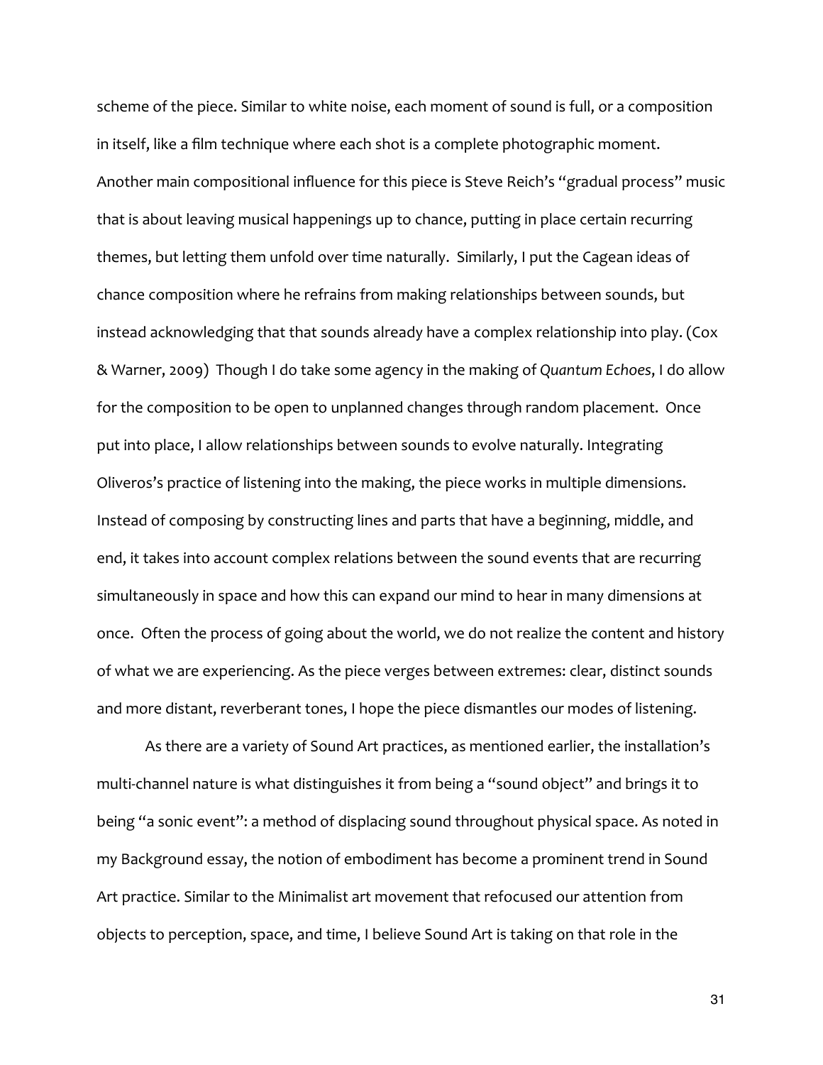scheme of the piece. Similar to white noise, each moment of sound is full, or a composition in itself, like a film technique where each shot is a complete photographic moment. Another main compositional influence for this piece is Steve Reich's "gradual process" music that is about leaving musical happenings up to chance, putting in place certain recurring themes, but letting them unfold over time naturally. Similarly, I put the Cagean ideas of chance composition where he refrains from making relationships between sounds, but instead acknowledging that that sounds already have a complex relationship into play. (Cox & Warner, 2009) Though I do take some agency in the making of *Quantum Echoes*, I do allow for the composition to be open to unplanned changes through random placement. Once put into place, I allow relationships between sounds to evolve naturally. Integrating Oliveros's practice of listening into the making, the piece works in multiple dimensions. Instead of composing by constructing lines and parts that have a beginning, middle, and end, it takes into account complex relations between the sound events that are recurring simultaneously in space and how this can expand our mind to hear in many dimensions at once. Often the process of going about the world, we do not realize the content and history of what we are experiencing. As the piece verges between extremes: clear, distinct sounds and more distant, reverberant tones, I hope the piece dismantles our modes of listening.

As there are a variety of Sound Art practices, as mentioned earlier, the installation's multi-channel nature is what distinguishes it from being a "sound object" and brings it to being "a sonic event": a method of displacing sound throughout physical space. As noted in my Background essay, the notion of embodiment has become a prominent trend in Sound Art practice. Similar to the Minimalist art movement that refocused our attention from objects to perception, space, and time, I believe Sound Art is taking on that role in the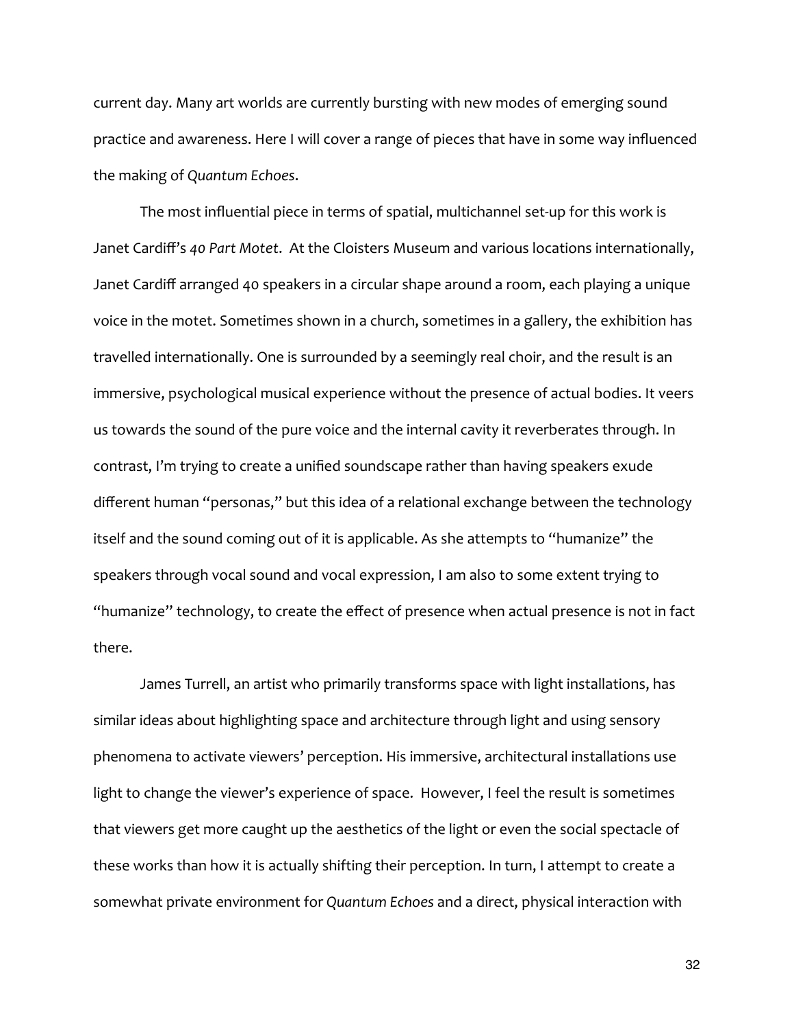current day. Many art worlds are currently bursting with new modes of emerging sound practice and awareness. Here I will cover a range of pieces that have in some way influenced the making of *Quantum Echoes*.

The most influential piece in terms of spatial, multichannel set-up for this work is Janet Cardiff's *40 Part Motet*. At the Cloisters Museum and various locations internationally, Janet Cardiff arranged 40 speakers in a circular shape around a room, each playing a unique voice in the motet. Sometimes shown in a church, sometimes in a gallery, the exhibition has travelled internationally. One is surrounded by a seemingly real choir, and the result is an immersive, psychological musical experience without the presence of actual bodies. It veers us towards the sound of the pure voice and the internal cavity it reverberates through. In contrast, I'm trying to create a unified soundscape rather than having speakers exude different human "personas," but this idea of a relational exchange between the technology itself and the sound coming out of it is applicable. As she attempts to "humanize" the speakers through vocal sound and vocal expression, I am also to some extent trying to "humanize" technology, to create the effect of presence when actual presence is not in fact there.

James Turrell, an artist who primarily transforms space with light installations, has similar ideas about highlighting space and architecture through light and using sensory phenomena to activate viewers' perception. His immersive, architectural installations use light to change the viewer's experience of space. However, I feel the result is sometimes that viewers get more caught up the aesthetics of the light or even the social spectacle of these works than how it is actually shifting their perception. In turn, I attempt to create a somewhat private environment for *Quantum Echoes* and a direct, physical interaction with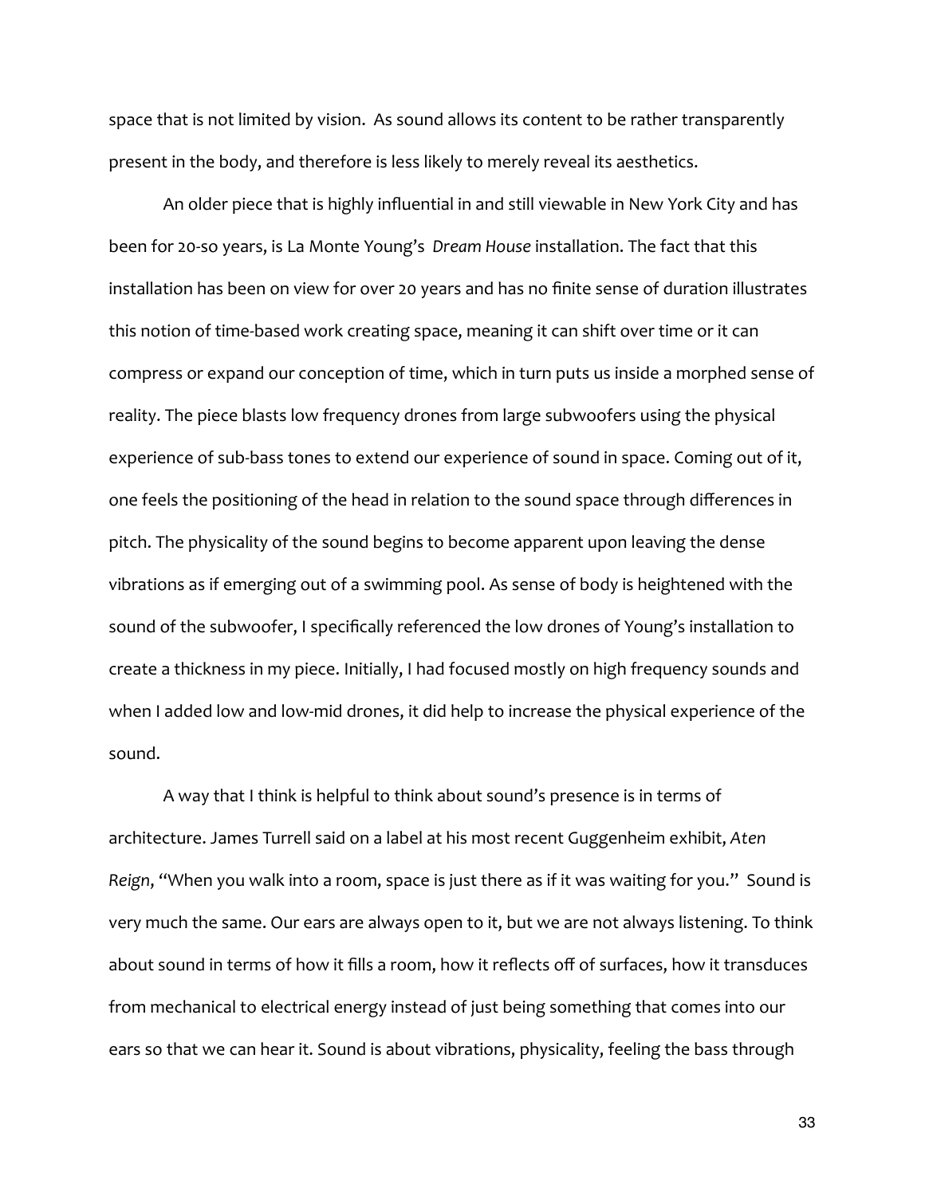space that is not limited by vision. As sound allows its content to be rather transparently present in the body, and therefore is less likely to merely reveal its aesthetics.

An older piece that is highly influential in and still viewable in New York City and has been for 20-so years, is La Monte Young's *Dream House* installation. The fact that this installation has been on view for over 20 years and has no finite sense of duration illustrates this notion of time-based work creating space, meaning it can shift over time or it can compress or expand our conception of time, which in turn puts us inside a morphed sense of reality. The piece blasts low frequency drones from large subwoofers using the physical experience of sub-bass tones to extend our experience of sound in space. Coming out of it, one feels the positioning of the head in relation to the sound space through differences in pitch. The physicality of the sound begins to become apparent upon leaving the dense vibrations as if emerging out of a swimming pool. As sense of body is heightened with the sound of the subwoofer, I specifically referenced the low drones of Young's installation to create a thickness in my piece. Initially, I had focused mostly on high frequency sounds and when I added low and low-mid drones, it did help to increase the physical experience of the sound.

A way that I think is helpful to think about sound's presence is in terms of architecture. James Turrell said on a label at his most recent Guggenheim exhibit, *Aten Reign*, "When you walk into a room, space is just there as if it was waiting for you." Sound is very much the same. Our ears are always open to it, but we are not always listening. To think about sound in terms of how it fills a room, how it reflects off of surfaces, how it transduces from mechanical to electrical energy instead of just being something that comes into our ears so that we can hear it. Sound is about vibrations, physicality, feeling the bass through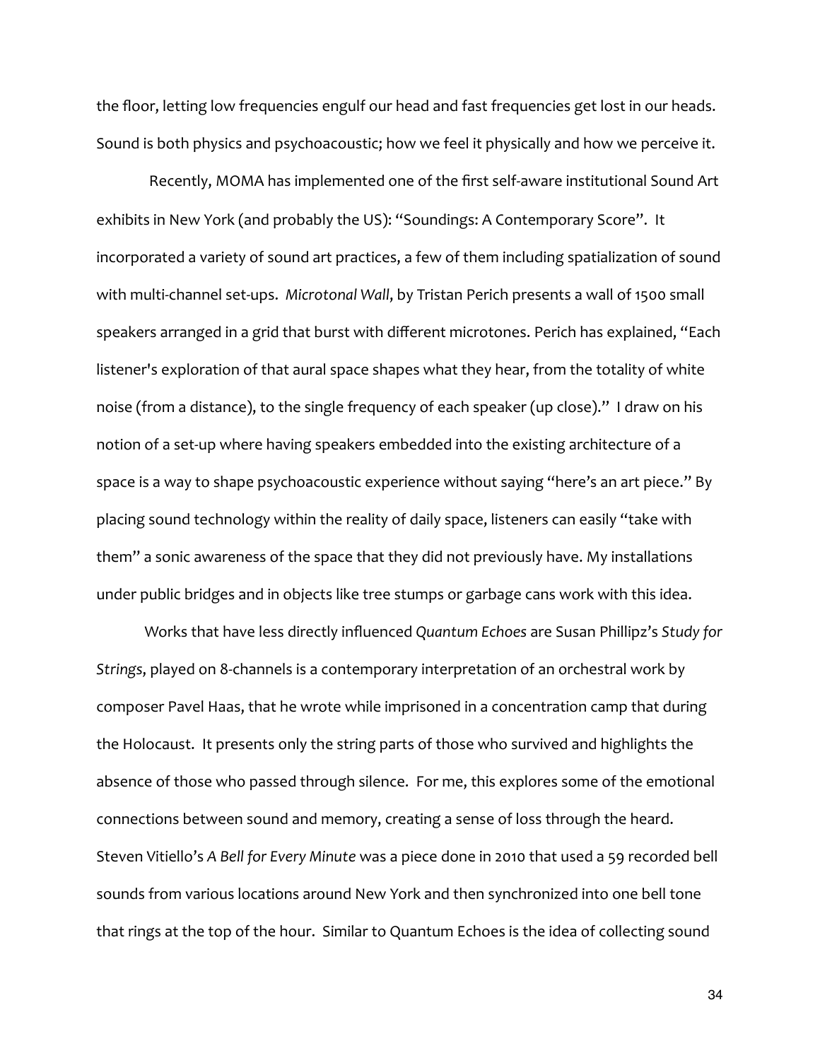the floor, letting low frequencies engulf our head and fast frequencies get lost in our heads. Sound is both physics and psychoacoustic; how we feel it physically and how we perceive it.

Recently, MOMA has implemented one of the first self-aware institutional Sound Art exhibits in New York (and probably the US): "Soundings: A Contemporary Score". It incorporated a variety of sound art practices, a few of them including spatialization of sound with multi-channel set-ups. *Microtonal Wall*, by Tristan Perich presents a wall of 1500 small speakers arranged in a grid that burst with different microtones. Perich has explained, "Each listener's exploration of that aural space shapes what they hear, from the totality of white noise (from a distance), to the single frequency of each speaker (up close)." I draw on his notion of a set-up where having speakers embedded into the existing architecture of a space is a way to shape psychoacoustic experience without saying "here's an art piece." By placing sound technology within the reality of daily space, listeners can easily "take with them" a sonic awareness of the space that they did not previously have. My installations under public bridges and in objects like tree stumps or garbage cans work with this idea.

Works that have less directly influenced *Quantum Echoes* are Susan Phillipz's *Study for Strings*, played on 8-channels is a contemporary interpretation of an orchestral work by composer Pavel Haas, that he wrote while imprisoned in a concentration camp that during the Holocaust. It presents only the string parts of those who survived and highlights the absence of those who passed through silence. For me, this explores some of the emotional connections between sound and memory, creating a sense of loss through the heard. Steven Vitiello's *A Bell for Every Minute* was a piece done in 2010 that used a 59 recorded bell sounds from various locations around New York and then synchronized into one bell tone that rings at the top of the hour. Similar to Quantum Echoes is the idea of collecting sound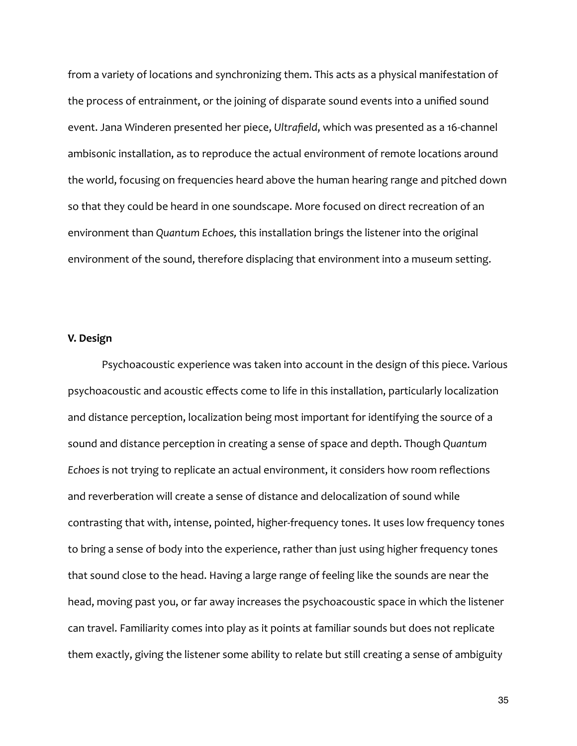from a variety of locations and synchronizing them. This acts as a physical manifestation of the process of entrainment, or the joining of disparate sound events into a unified sound event. Jana Winderen presented her piece, *Ultrafield*, which was presented as a 16-channel ambisonic installation, as to reproduce the actual environment of remote locations around the world, focusing on frequencies heard above the human hearing range and pitched down so that they could be heard in one soundscape. More focused on direct recreation of an environment than *Quantum Echoes,* this installation brings the listener into the original environment of the sound, therefore displacing that environment into a museum setting.

**V. Design**

Psychoacoustic experience was taken into account in the design of this piece. Various psychoacoustic and acoustic effects come to life in this installation, particularly localization and distance perception, localization being most important for identifying the source of a sound and distance perception in creating a sense of space and depth. Though *Quantum Echoes* is not trying to replicate an actual environment, it considers how room reflections and reverberation will create a sense of distance and delocalization of sound while contrasting that with, intense, pointed, higher-frequency tones. It uses low frequency tones to bring a sense of body into the experience, rather than just using higher frequency tones that sound close to the head. Having a large range of feeling like the sounds are near the head, moving past you, or far away increases the psychoacoustic space in which the listener can travel. Familiarity comes into play as it points at familiar sounds but does not replicate them exactly, giving the listener some ability to relate but still creating a sense of ambiguity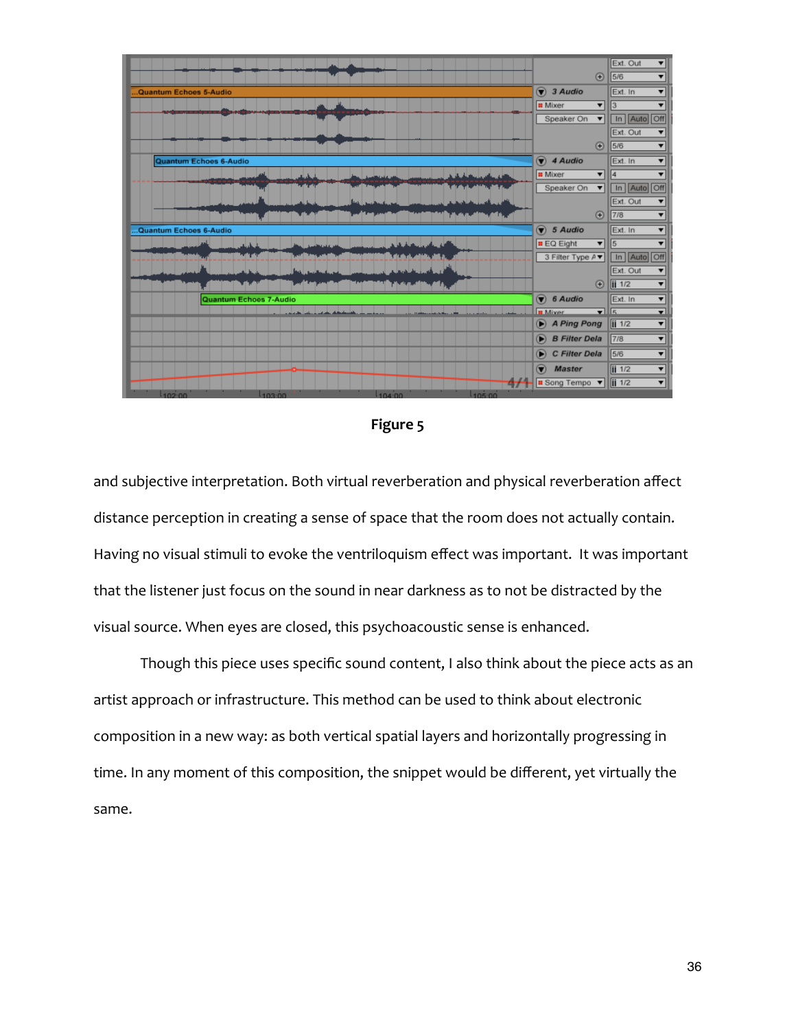Figure 5

and subjective interpretation. Both virtual reverberation and physical reverberation affect distance perception in creating a sense of space that the room does not actually contain. Having no visual stimuli to evoke the ventriloquism effect was important. It was important that the listener just focus on the sound in near darkness as to not be distracted by the visual source. When eyes are closed, this psychoacoustic sense is enhanced.

Though this piece uses specific sound content, I also think about the piece acts as an artist approach or infrastructure. This method can be used to think about electronic composition in a new way: as both vertical spatial layers and horizontally progressing in time. In any moment of this composition, the snippet would be different, yet virtually the same.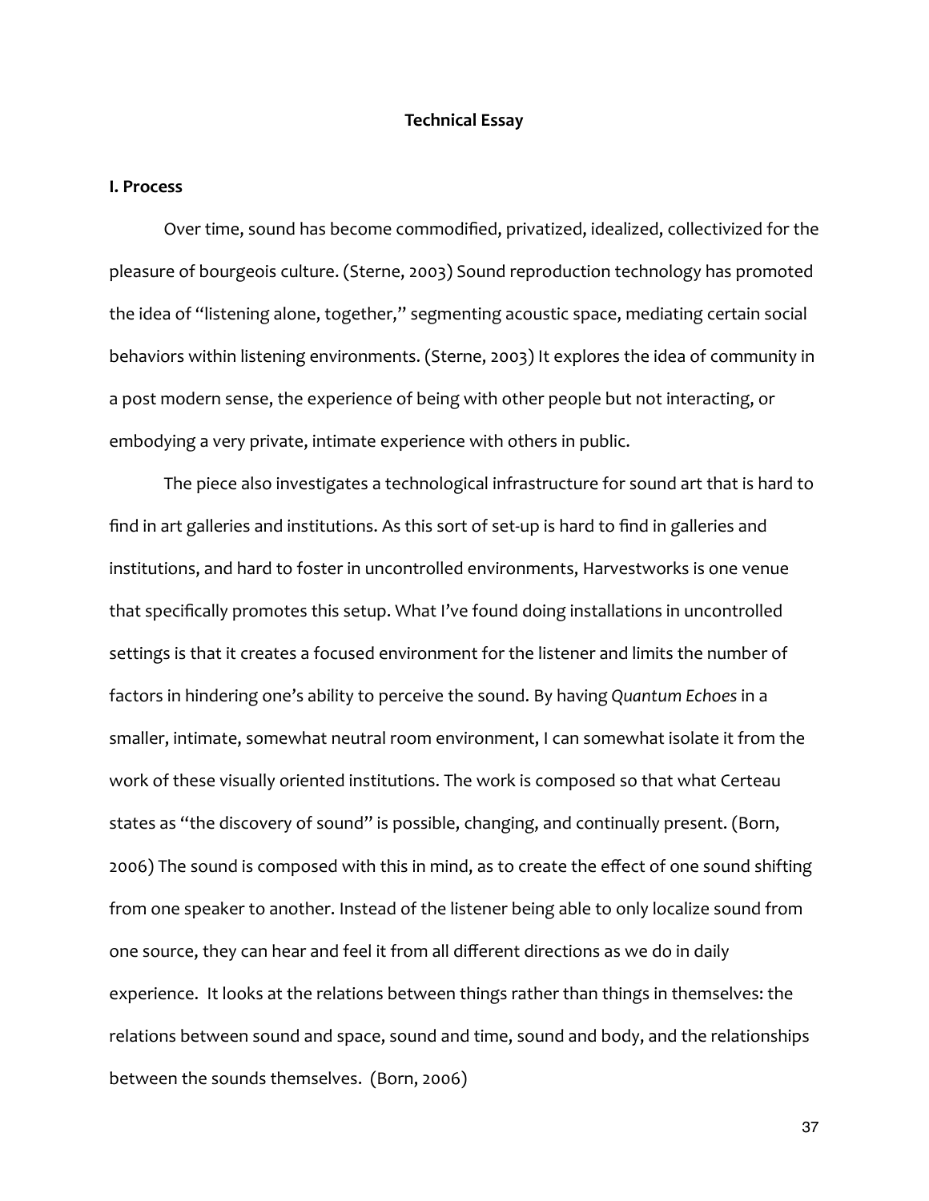# Technical Essay

## I. Process

Over time, sound has become commodified, privatized, idealized, collectivized for the pleasure of bourgeois culture. (Sterne, 2003) Sound reproduction technology has promoted the idea of "listening alone, together," segmenting acoustic space, mediating certain social behaviors within listening environments. (Sterne, 2003) It explores the idea of community in a post modern sense, the experience of being with other people but not interacting, or embodying a very private, intimate experience with others in public.

The piece also investigates a technological infrastructure for sound art that is hard to find in art galleries and institutions. As this sort of set-up is hard to find in galleries and institutions, and hard to foster in uncontrolled environments, Harvestworks is one venue that specifically promotes this setup. What I've found doing installations in uncontrolled settings is that it creates a focused environment for the listener and limits the number of factors in hindering one's ability to perceive the sound. By having *Quantum Echoes* in a smaller, intimate, somewhat neutral room environment, I can somewhat isolate it from the work of these visually oriented institutions. The work is composed so that what Certeau states as "the discovery of sound" is possible, changing, and continually present. (Born, 2006) The sound is composed with this in mind, as to create the effect of one sound shifting from one speaker to another. Instead of the listener being able to only localize sound from one source, they can hear and feel it from all different directions as we do in daily experience. It looks at the relations between things rather than things in themselves: the relations between sound and space, sound and time, sound and body, and the relationships between the sounds themselves. (Born, 2006)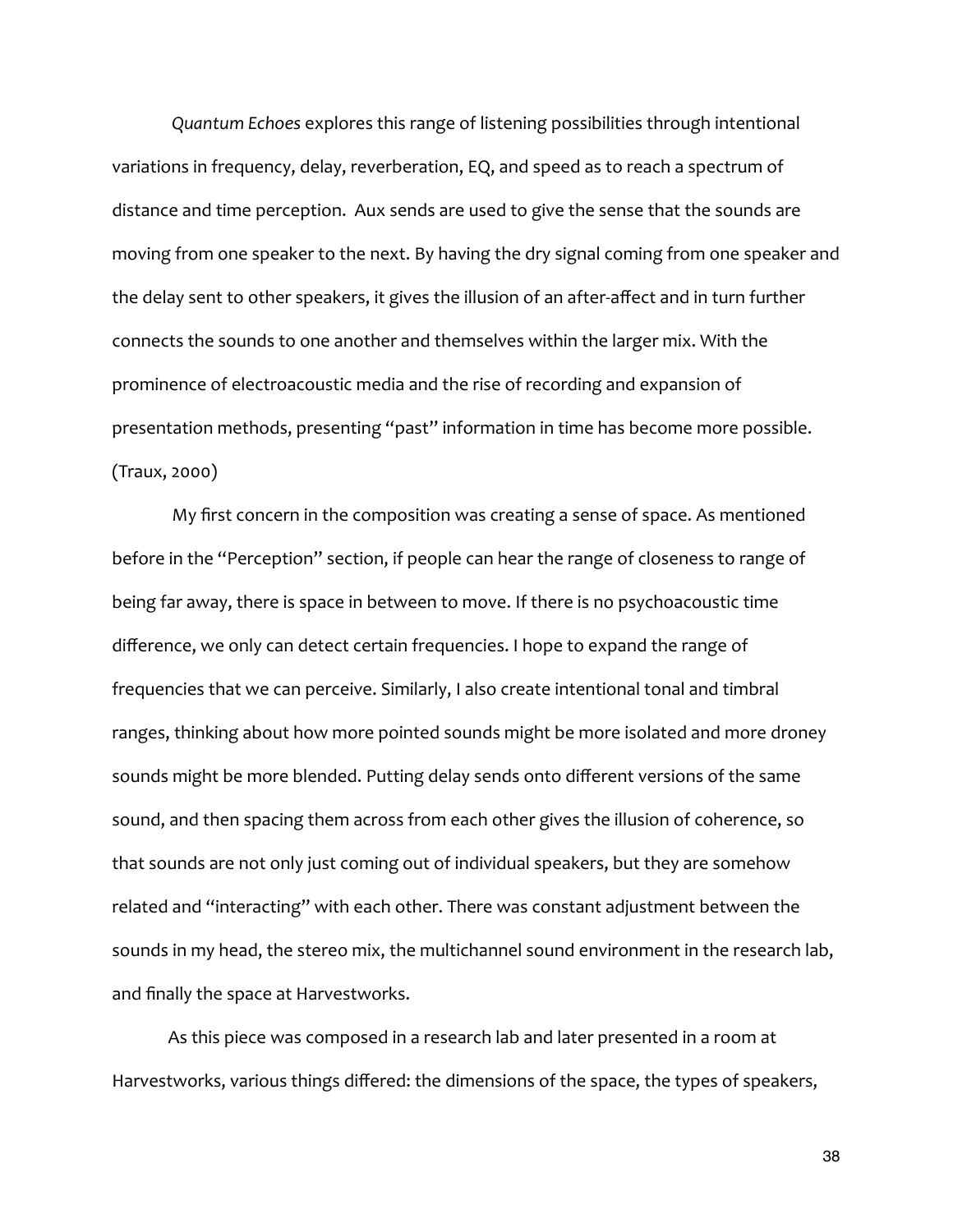*Quantum Echoes* explores this range of listening possibilities through intentional variations in frequency, delay, reverberation, EQ, and speed as to reach a spectrum of distance and time perception. Aux sends are used to give the sense that the sounds are moving from one speaker to the next. By having the dry signal coming from one speaker and the delay sent to other speakers, it gives the illusion of an after-affect and in turn further connects the sounds to one another and themselves within the larger mix. With the prominence of electroacoustic media and the rise of recording and expansion of presentation methods, presenting "past" information in time has become more possible. (Traux, 2000)

My first concern in the composition was creating a sense of space. As mentioned before in the "Perception" section, if people can hear the range of closeness to range of being far away, there is space in between to move. If there is no psychoacoustic time difference, we only can detect certain frequencies. I hope to expand the range of frequencies that we can perceive. Similarly, I also create intentional tonal and timbral ranges, thinking about how more pointed sounds might be more isolated and more droney sounds might be more blended. Putting delay sends onto different versions of the same sound, and then spacing them across from each other gives the illusion of coherence, so that sounds are not only just coming out of individual speakers, but they are somehow related and "interacting" with each other. There was constant adjustment between the sounds in my head, the stereo mix, the multichannel sound environment in the research lab, and finally the space at Harvestworks.

As this piece was composed in a research lab and later presented in a room at Harvestworks, various things differed: the dimensions of the space, the types of speakers,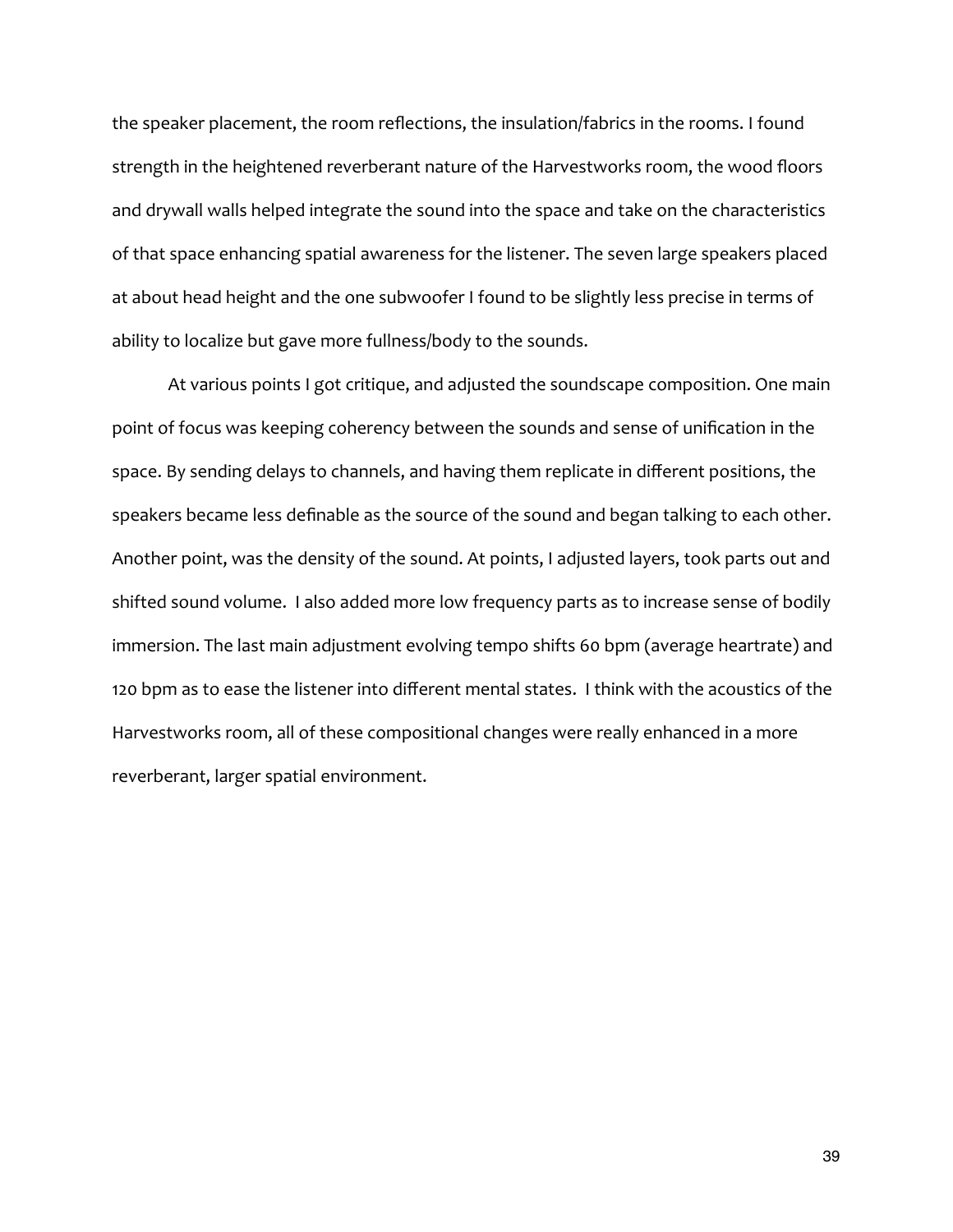the speaker placement, the room reflections, the insulation/fabrics in the rooms. I found strength in the heightened reverberant nature of the Harvestworks room, the wood floors and drywall walls helped integrate the sound into the space and take on the characteristics of that space enhancing spatial awareness for the listener. The seven large speakers placed at about head height and the one subwoofer I found to be slightly less precise in terms of ability to localize but gave more fullness/body to the sounds.

At various points I got critique, and adjusted the soundscape composition. One main point of focus was keeping coherency between the sounds and sense of unification in the space. By sending delays to channels, and having them replicate in different positions, the speakers became less definable as the source of the sound and began talking to each other. Another point, was the density of the sound. At points, I adjusted layers, took parts out and shifted sound volume. I also added more low frequency parts as to increase sense of bodily immersion. The last main adjustment evolving tempo shifts 60 bpm (average heartrate) and 120 bpm as to ease the listener into different mental states. I think with the acoustics of the Harvestworks room, all of these compositional changes were really enhanced in a more reverberant, larger spatial environment.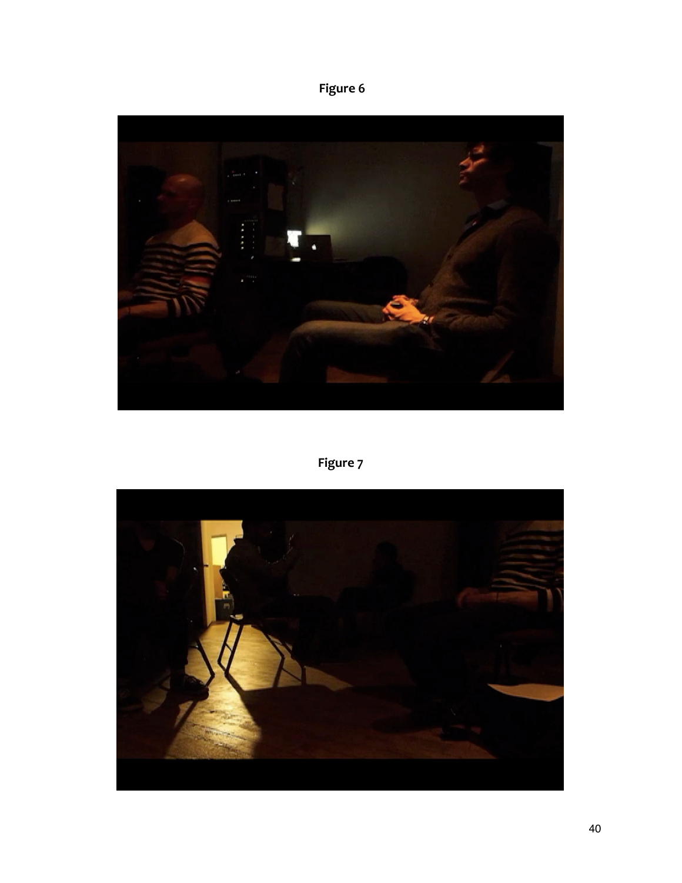**Figure 6**

**Figure 7**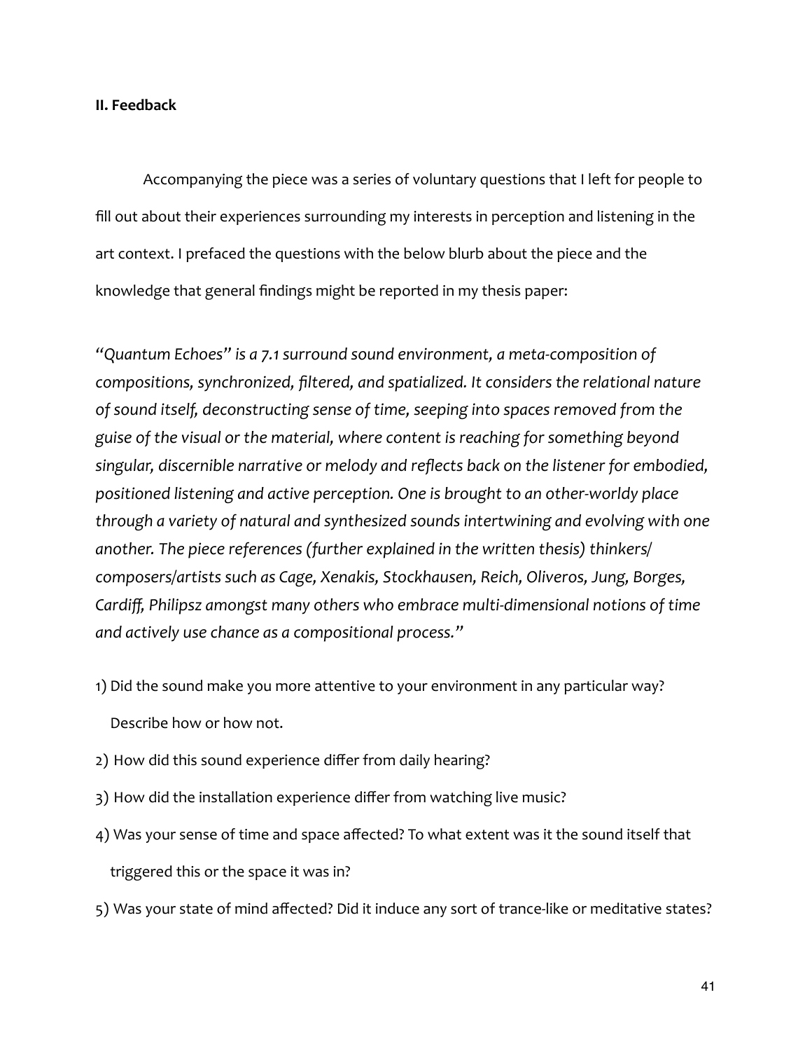**II. Feedback**

Accompanying the piece was a series of voluntary questions that I left for people to fill out about their experiences surrounding my interests in perception and listening in the art context. I prefaced the questions with the below blurb about the piece and the knowledge that general findings might be reported in my thesis paper:

*"Quantum Echoes" is a 7.1 surround sound environment, a meta-composition of compositions, synchronized, filtered, and spatialized. It considers the relational nature of sound itself, deconstructing sense of time, seeping into spaces removed from the guise of the visual or the material, where content is reaching for something beyond singular, discernible narrative or melody and reflects back on the listener for embodied, positioned listening and active perception. One is brought to an other-worldy place through a variety of natural and synthesized sounds intertwining and evolving with one another. The piece references (further explained in the written thesis) thinkers/ composers/artists such as Cage, Xenakis, Stockhausen, Reich, Oliveros, Jung, Borges, Cardiff, Philipsz amongst many others who embrace multi-dimensional notions of time and actively use chance as a compositional process."*

1) Did the sound make you more attentive to your environment in any particular way? Describe how or how not.
2) How did this sound experience differ from daily hearing?
3) How did the installation experience differ from watching live music?
4) Was your sense of time and space affected? To what extent was it the sound itself that triggered this or the space it was in?
5) Was your state of mind affected? Did it induce any sort of trance-like or meditative states?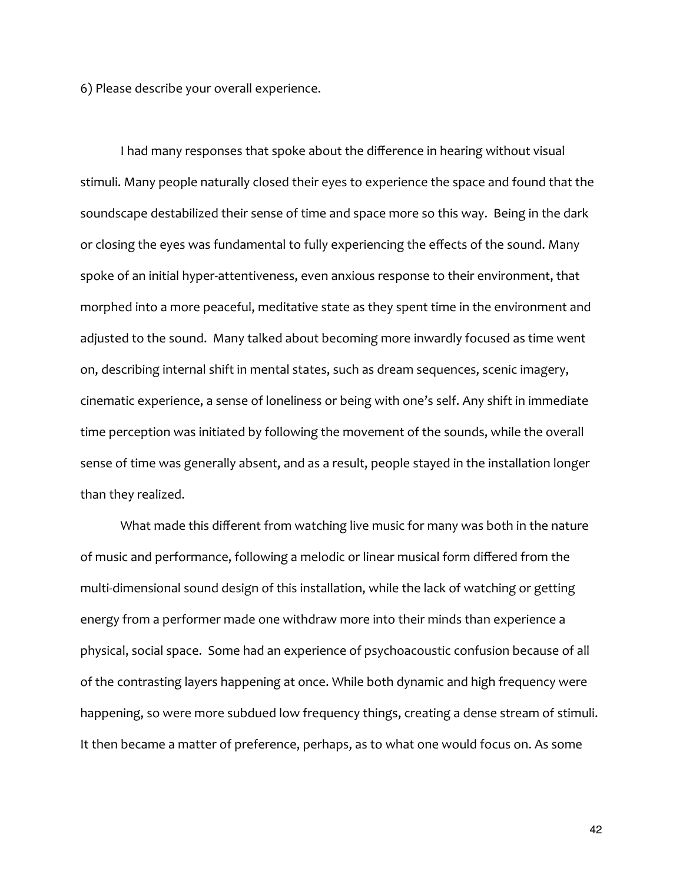6) Please describe your overall experience.

I had many responses that spoke about the difference in hearing without visual stimuli. Many people naturally closed their eyes to experience the space and found that the soundscape destabilized their sense of time and space more so this way. Being in the dark or closing the eyes was fundamental to fully experiencing the effects of the sound. Many spoke of an initial hyper-attentiveness, even anxious response to their environment, that morphed into a more peaceful, meditative state as they spent time in the environment and adjusted to the sound. Many talked about becoming more inwardly focused as time went on, describing internal shift in mental states, such as dream sequences, scenic imagery, cinematic experience, a sense of loneliness or being with one's self. Any shift in immediate time perception was initiated by following the movement of the sounds, while the overall sense of time was generally absent, and as a result, people stayed in the installation longer than they realized.

What made this different from watching live music for many was both in the nature of music and performance, following a melodic or linear musical form differed from the multi-dimensional sound design of this installation, while the lack of watching or getting energy from a performer made one withdraw more into their minds than experience a physical, social space. Some had an experience of psychoacoustic confusion because of all of the contrasting layers happening at once. While both dynamic and high frequency were happening, so were more subdued low frequency things, creating a dense stream of stimuli. It then became a matter of preference, perhaps, as to what one would focus on. As some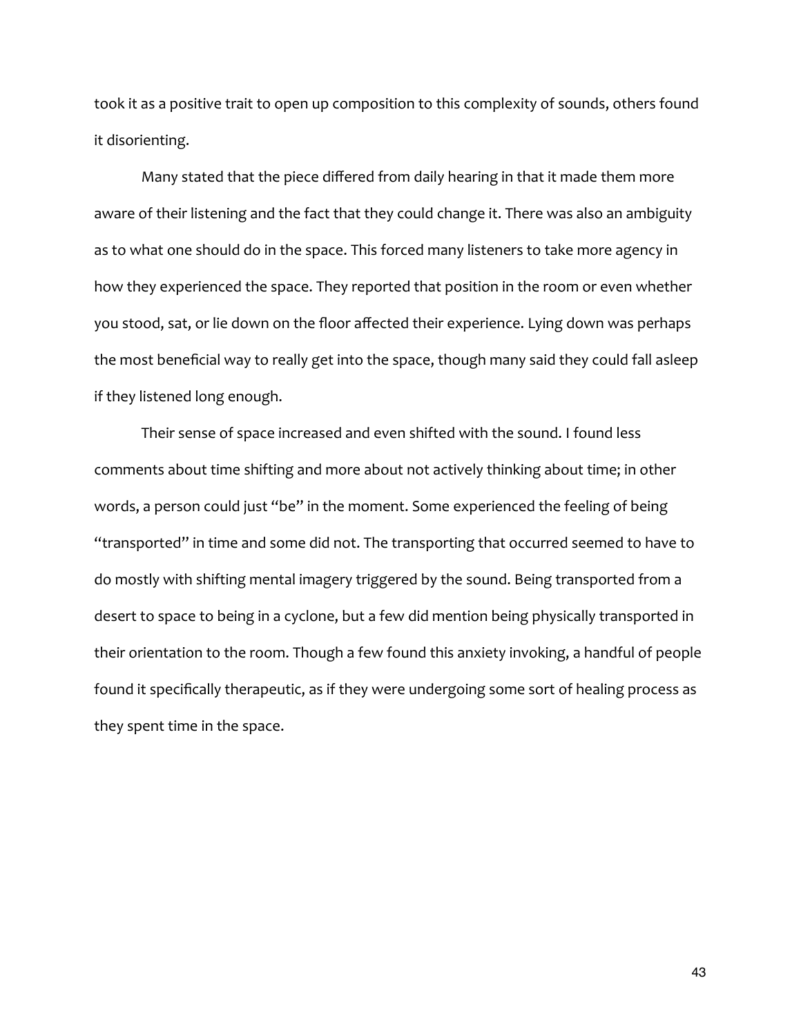took it as a positive trait to open up composition to this complexity of sounds, others found it disorienting.

Many stated that the piece differed from daily hearing in that it made them more aware of their listening and the fact that they could change it. There was also an ambiguity as to what one should do in the space. This forced many listeners to take more agency in how they experienced the space. They reported that position in the room or even whether you stood, sat, or lie down on the floor affected their experience. Lying down was perhaps the most beneficial way to really get into the space, though many said they could fall asleep if they listened long enough.

Their sense of space increased and even shifted with the sound. I found less comments about time shifting and more about not actively thinking about time; in other words, a person could just "be" in the moment. Some experienced the feeling of being "transported" in time and some did not. The transporting that occurred seemed to have to do mostly with shifting mental imagery triggered by the sound. Being transported from a desert to space to being in a cyclone, but a few did mention being physically transported in their orientation to the room. Though a few found this anxiety invoking, a handful of people found it specifically therapeutic, as if they were undergoing some sort of healing process as they spent time in the space.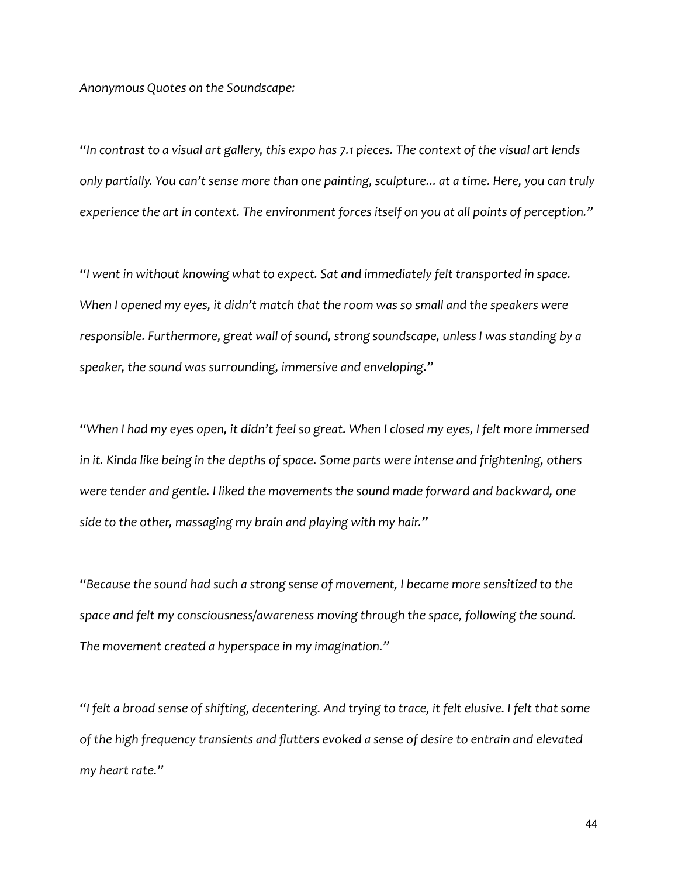*Anonymous Quotes on the Soundscape:*

*"In contrast to a visual art gallery, this expo has 7.1 pieces. The context of the visual art lends only partially. You can't sense more than one painting, sculpture… at a time. Here, you can truly experience the art in context. The environment forces itself on you at all points of perception."*

*"I went in without knowing what to expect. Sat and immediately felt transported in space. When I opened my eyes, it didn't match that the room was so small and the speakers were responsible. Furthermore, great wall of sound, strong soundscape, unless I was standing by a speaker, the sound was surrounding, immersive and enveloping."*

*"When I had my eyes open, it didn't feel so great. When I closed my eyes, I felt more immersed in it. Kinda like being in the depths of space. Some parts were intense and frightening, others were tender and gentle. I liked the movements the sound made forward and backward, one side to the other, massaging my brain and playing with my hair."*

*"Because the sound had such a strong sense of movement, I became more sensitized to the space and felt my consciousness/awareness moving through the space, following the sound. The movement created a hyperspace in my imagination."*

*"I felt a broad sense of shifting, decentering. And trying to trace, it felt elusive. I felt that some of the high frequency transients and flutters evoked a sense of desire to entrain and elevated my heart rate."*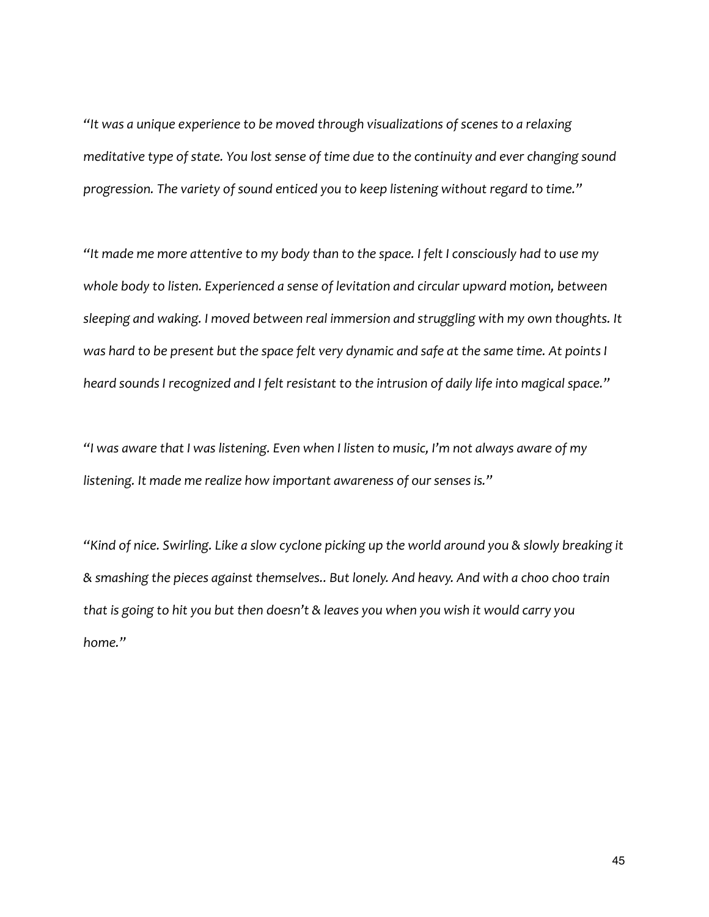*"It was a unique experience to be moved through visualizations of scenes to a relaxing meditative type of state. You lost sense of time due to the continuity and ever changing sound progression. The variety of sound enticed you to keep listening without regard to time."*

*"It made me more attentive to my body than to the space. I felt I consciously had to use my whole body to listen. Experienced a sense of levitation and circular upward motion, between sleeping and waking. I moved between real immersion and struggling with my own thoughts. It was hard to be present but the space felt very dynamic and safe at the same time. At points I heard sounds I recognized and I felt resistant to the intrusion of daily life into magical space."*

*"I was aware that I was listening. Even when I listen to music, I'm not always aware of my listening. It made me realize how important awareness of our senses is."*

*"Kind of nice. Swirling. Like a slow cyclone picking up the world around you & slowly breaking it & smashing the pieces against themselves.. But lonely. And heavy. And with a choo choo train that is going to hit you but then doesn't & leaves you when you wish it would carry you home."*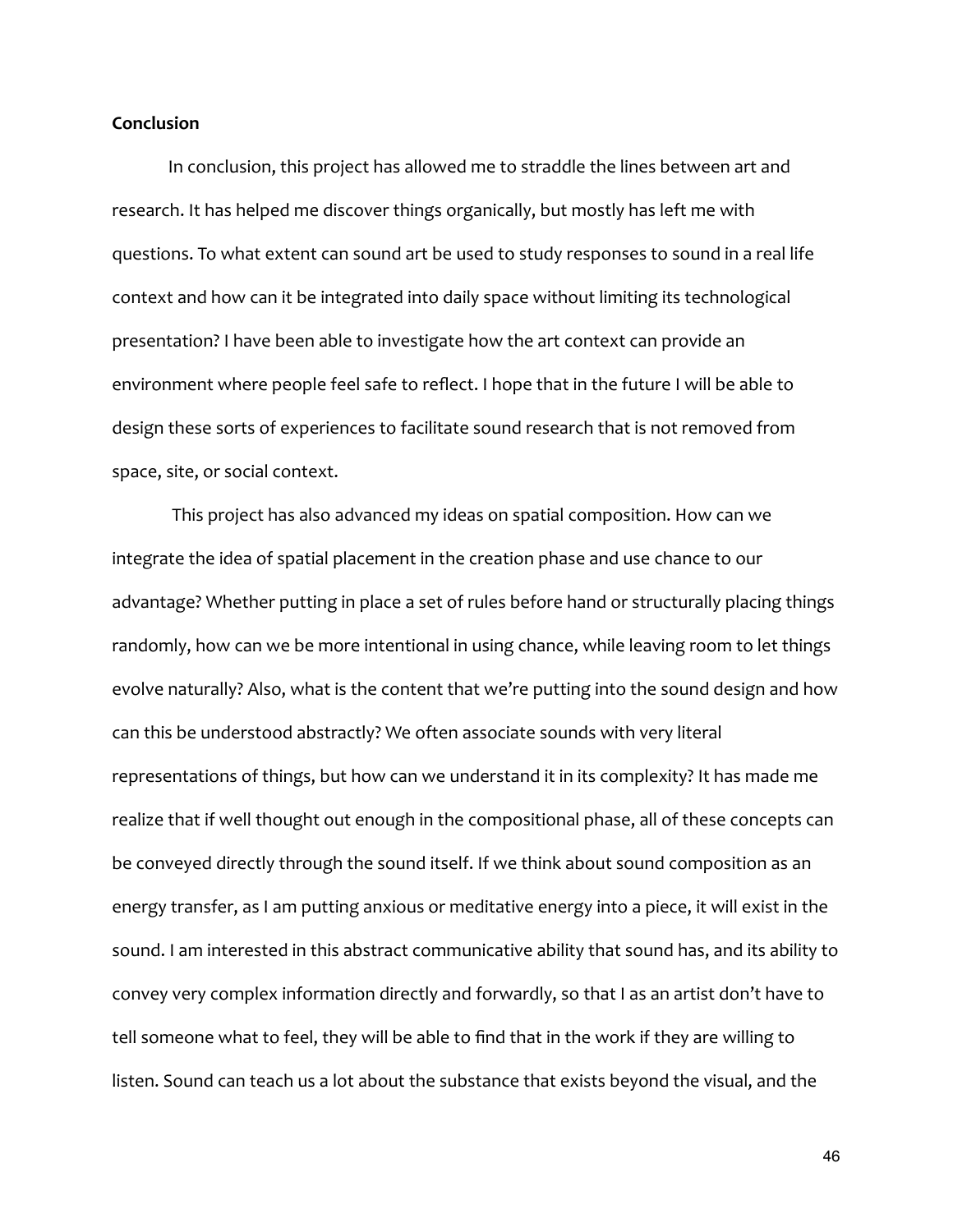**Conclusion**

In conclusion, this project has allowed me to straddle the lines between art and research. It has helped me discover things organically, but mostly has left me with questions. To what extent can sound art be used to study responses to sound in a real life context and how can it be integrated into daily space without limiting its technological presentation? I have been able to investigate how the art context can provide an environment where people feel safe to reflect. I hope that in the future I will be able to design these sorts of experiences to facilitate sound research that is not removed from space, site, or social context.

This project has also advanced my ideas on spatial composition. How can we integrate the idea of spatial placement in the creation phase and use chance to our advantage? Whether putting in place a set of rules before hand or structurally placing things randomly, how can we be more intentional in using chance, while leaving room to let things evolve naturally? Also, what is the content that we're putting into the sound design and how can this be understood abstractly? We often associate sounds with very literal representations of things, but how can we understand it in its complexity? It has made me realize that if well thought out enough in the compositional phase, all of these concepts can be conveyed directly through the sound itself. If we think about sound composition as an energy transfer, as I am putting anxious or meditative energy into a piece, it will exist in the sound. I am interested in this abstract communicative ability that sound has, and its ability to convey very complex information directly and forwardly, so that I as an artist don't have to tell someone what to feel, they will be able to find that in the work if they are willing to listen. Sound can teach us a lot about the substance that exists beyond the visual, and the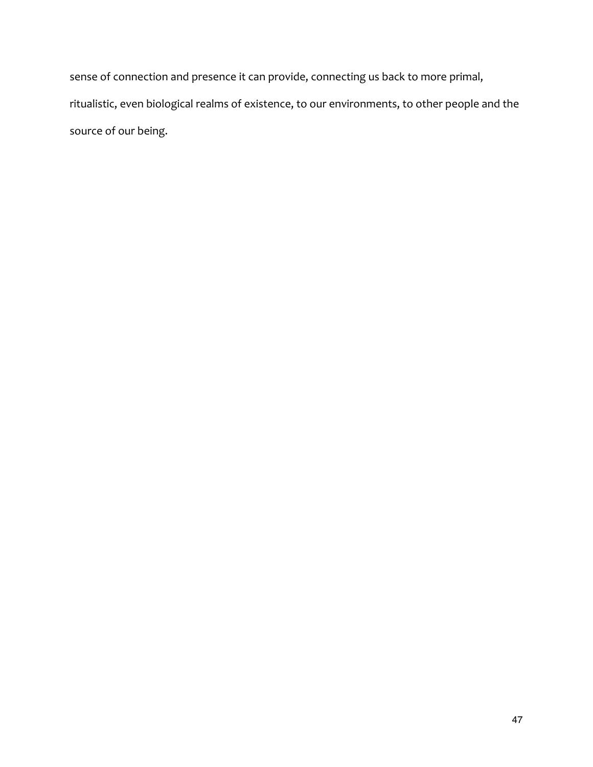sense of connection and presence it can provide, connecting us back to more primal, ritualistic, even biological realms of existence, to our environments, to other people and the source of our being.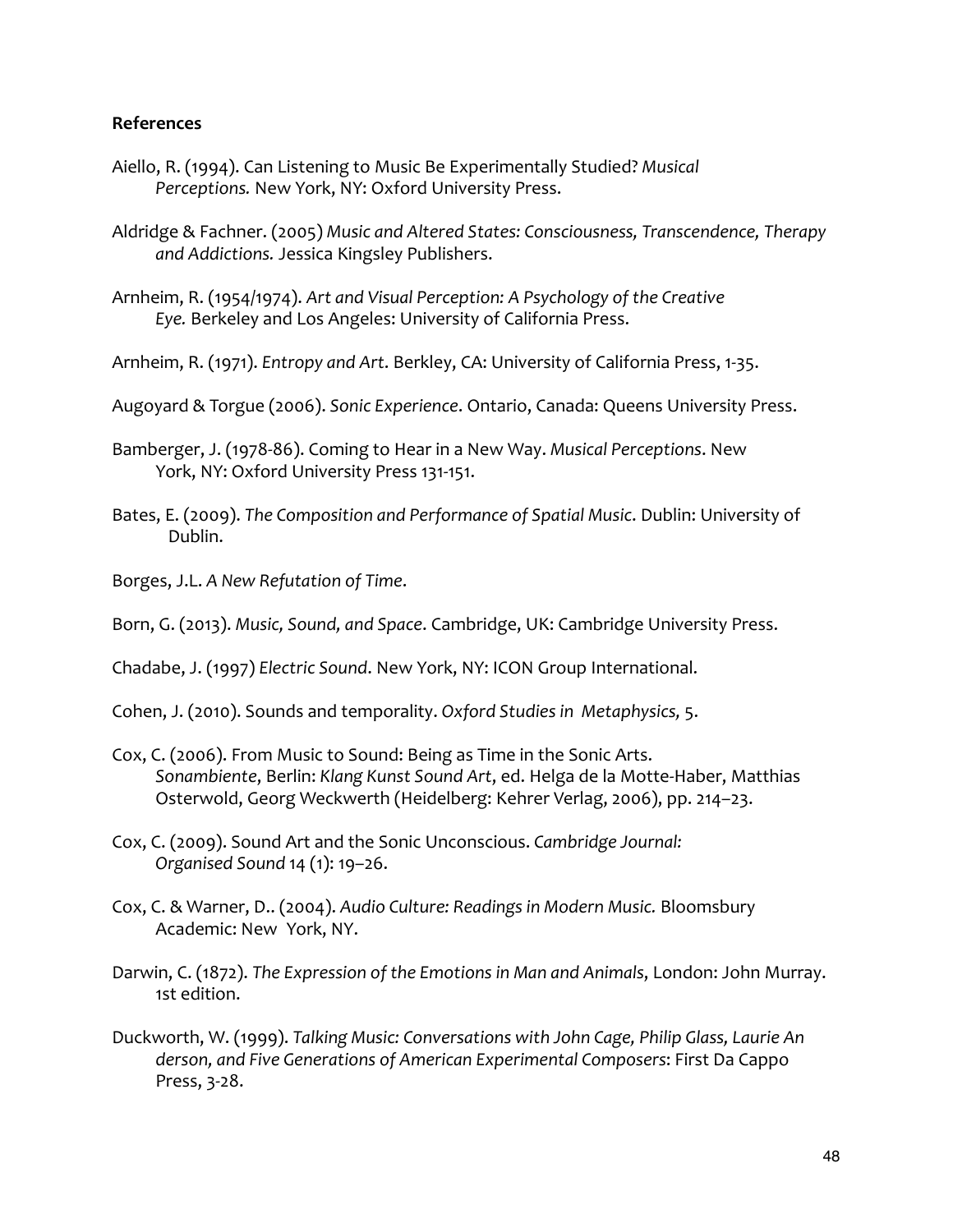**References**

Aiello, R. (1994). Can Listening to Music Be Experimentally Studied? *Musical Perceptions.* New York, NY: Oxford University Press.

Aldridge & Fachner. (2005) *Music and Altered States: Consciousness, Transcendence, Therapy and Addictions.* Jessica Kingsley Publishers.

Arnheim, R. (1954/1974). *Art and Visual Perception: A Psychology of the Creative Eye.* Berkeley and Los Angeles: University of California Press.

Arnheim, R. (1971). *Entropy and Art*. Berkley, CA: University of California Press, 1-35.

Augoyard & Torgue (2006). *Sonic Experience*. Ontario, Canada: Queens University Press.

Bamberger, J. (1978-86). Coming to Hear in a New Way. *Musical Perceptions*. New York, NY: Oxford University Press 131-151.

Bates, E. (2009). *The Composition and Performance of Spatial Music*. Dublin: University of Dublin.

Borges, J.L. *A New Refutation of Time*.

Born, G. (2013). *Music, Sound, and Space*. Cambridge, UK: Cambridge University Press.

Chadabe, J. (1997) *Electric Sound*. New York, NY: ICON Group International.

Cohen, J. (2010). Sounds and temporality. *Oxford Studies in Metaphysics,* 5.

Cox, C. (2006). From Music to Sound: Being as Time in the Sonic Arts. *Sonambiente*, Berlin: *Klang Kunst Sound Art*, ed. Helga de la Motte-Haber, Matthias Osterwold, Georg Weckwerth (Heidelberg: Kehrer Verlag, 2006), pp. 214–23.

Cox, C. (2009). Sound Art and the Sonic Unconscious. *Cambridge Journal: Organised Sound* 14 (1): 19–26.

Cox, C. & Warner, D.. (2004). *Audio Culture: Readings in Modern Music.* Bloomsbury Academic: New York, NY.

Darwin, C. (1872). *The Expression of the Emotions in Man and Animals*, London: John Murray. 1st edition.

Duckworth, W. (1999). *Talking Music: Conversations with John Cage, Philip Glass, Laurie An derson, and Five Generations of American Experimental Composers*: First Da Cappo Press, 3-28.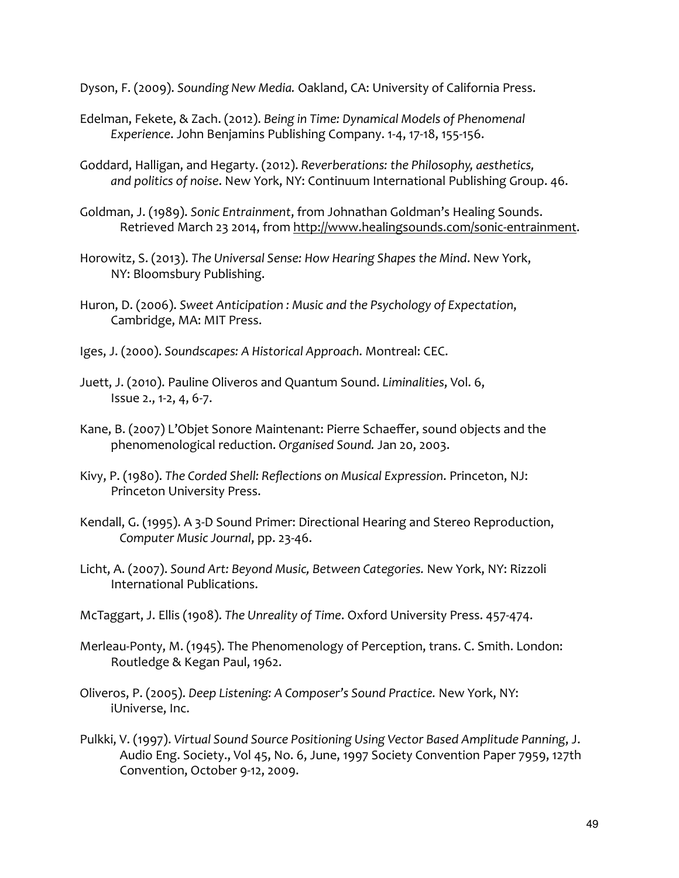Dyson, F. (2009). *Sounding New Media.* Oakland, CA: University of California Press.

Edelman, Fekete, & Zach. (2012). *Being in Time: Dynamical Models of Phenomenal Experience*. John Benjamins Publishing Company. 1-4, 17-18, 155-156.

Goddard, Halligan, and Hegarty. (2012). *Reverberations: the Philosophy, aesthetics, and politics of noise*. New York, NY: Continuum International Publishing Group. 46.

Goldman, J. (1989). *Sonic Entrainment*, from Johnathan Goldman's Healing Sounds. Retrieved March 23 2014, from http://www.healingsounds.com/sonic-entrainment.

Horowitz, S. (2013). *The Universal Sense: How Hearing Shapes the Mind*. New York, NY: Bloomsbury Publishing.

Huron, D. (2006). *Sweet Anticipation : Music and the Psychology of Expectation*, Cambridge, MA: MIT Press.

Iges, J. (2000). *Soundscapes: A Historical Approach.* Montreal: CEC.

Juett, J. (2010). Pauline Oliveros and Quantum Sound. *Liminalities*, Vol. 6, Issue 2., 1-2, 4, 6-7.

Kane, B. (2007) L'Objet Sonore Maintenant: Pierre Schaeffer, sound objects and the phenomenological reduction. *Organised Sound.* Jan 20, 2003.

Kivy, P. (1980). *The Corded Shell: Reflections on Musical Expression*. Princeton, NJ: Princeton University Press.

Kendall, G. (1995). A 3-D Sound Primer: Directional Hearing and Stereo Reproduction, *Computer Music Journal*, pp. 23-46.

Licht, A. (2007). *Sound Art: Beyond Music, Between Categories.* New York, NY: Rizzoli International Publications.

McTaggart, J. Ellis (1908). *The Unreality of Time*. Oxford University Press. 457-474.

Merleau-Ponty, M. (1945). The Phenomenology of Perception, trans. C. Smith. London: Routledge & Kegan Paul, 1962.

Oliveros, P. (2005). *Deep Listening: A Composer's Sound Practice.* New York, NY: iUniverse, Inc.

Pulkki, V. (1997). *Virtual Sound Source Positioning Using Vector Based Amplitude Panning*, J. Audio Eng. Society., Vol 45, No. 6, June, 1997 Society Convention Paper 7959, 127th Convention, October 9-12, 2009.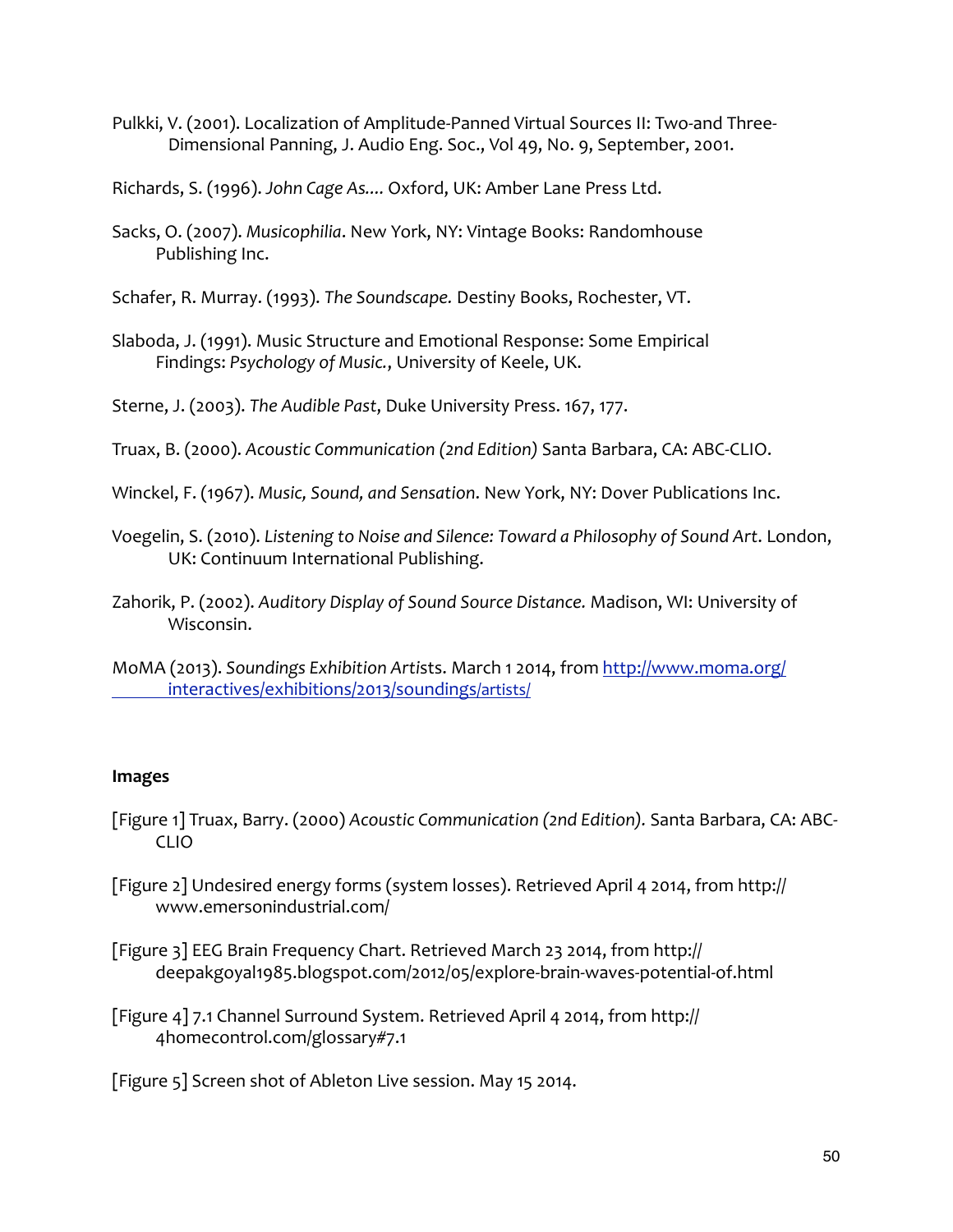Pulkki, V. (2001). Localization of Amplitude-Panned Virtual Sources II: Two-and Three-Dimensional Panning, J. Audio Eng. Soc., Vol 49, No. 9, September, 2001.

Richards, S. (1996). *John Cage As....* Oxford, UK: Amber Lane Press Ltd.

Sacks, O. (2007). *Musicophilia*. New York, NY: Vintage Books: Randomhouse Publishing Inc.

Schafer, R. Murray. (1993). *The Soundscape.* Destiny Books, Rochester, VT.

Slaboda, J. (1991). Music Structure and Emotional Response: Some Empirical Findings: *Psychology of Music.*, University of Keele, UK.

Sterne, J. (2003). *The Audible Past*, Duke University Press. 167, 177.

Truax, B. (2000). *Acoustic Communication (2nd Edition)* Santa Barbara, CA: ABC-CLIO.

Winckel, F. (1967). *Music, Sound, and Sensation*. New York, NY: Dover Publications Inc.

Voegelin, S. (2010). *Listening to Noise and Silence: Toward a Philosophy of Sound Art*. London, UK: Continuum International Publishing.

Zahorik, P. (2002). *Auditory Display of Sound Source Distance.* Madison, WI: University of Wisconsin.

MoMA (2013). *Soundings Exhibition Artists*. March 1 2014, from http://www.moma.org/interactives/exhibitions/2013/soundings/artists/

**Images**

[Figure 1] Truax, Barry. (2000) *Acoustic Communication (2nd Edition).* Santa Barbara, CA: ABC-CLIO

[Figure 2] Undesired energy forms (system losses). Retrieved April 4 2014, from http://www.emersonindustrial.com/

[Figure 3] EEG Brain Frequency Chart. Retrieved March 23 2014, from http://deepakgoyal1985.blogspot.com/2012/05/explore-brain-waves-potential-of.html

[Figure 4] 7.1 Channel Surround System. Retrieved April 4 2014, from http://4homecontrol.com/glossary#7.1

[Figure 5] Screen shot of Ableton Live session. May 15 2014.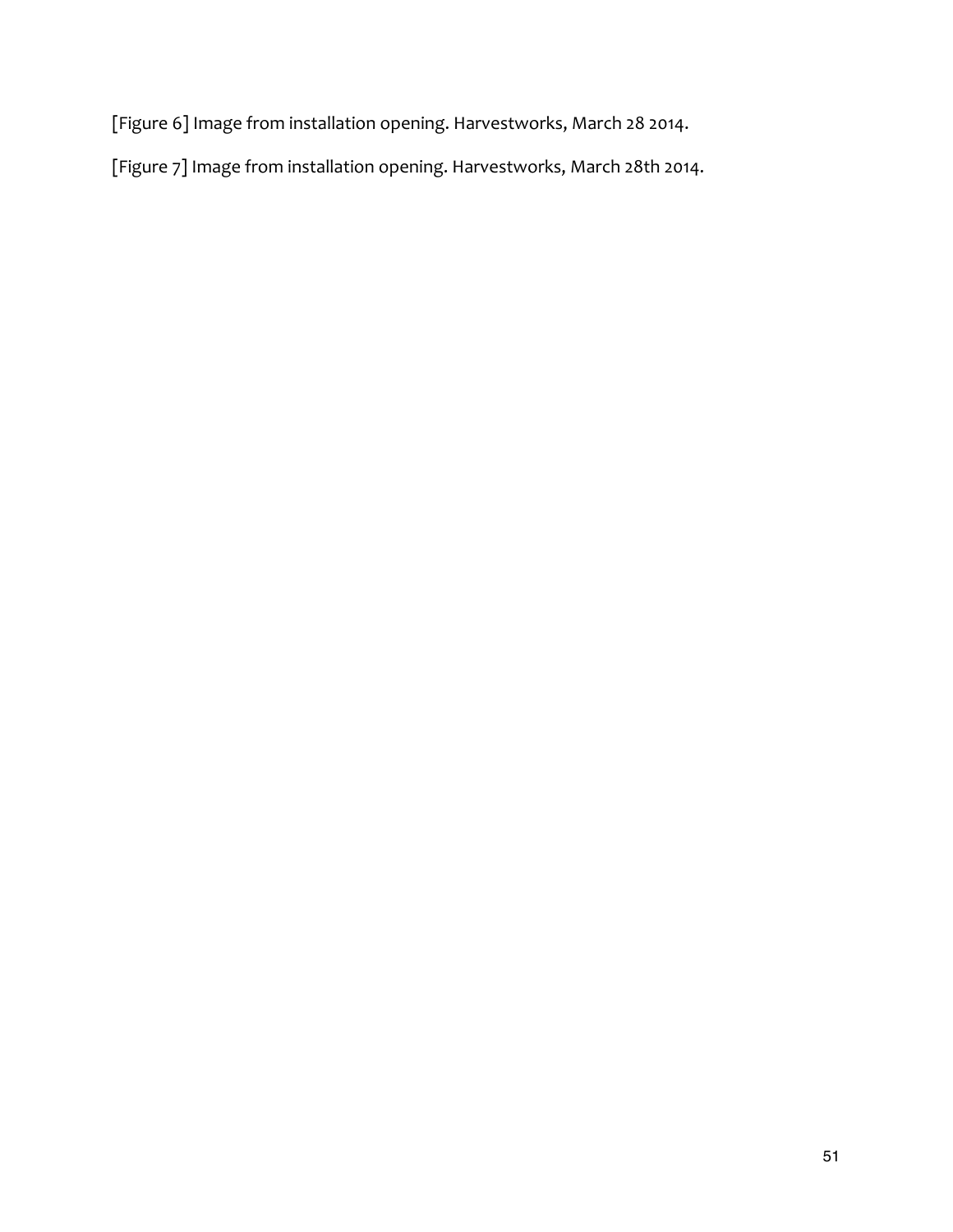[Figure 6] Image from installation opening. Harvestworks, March 28 2014.

[Figure 7] Image from installation opening. Harvestworks, March 28th 2014.